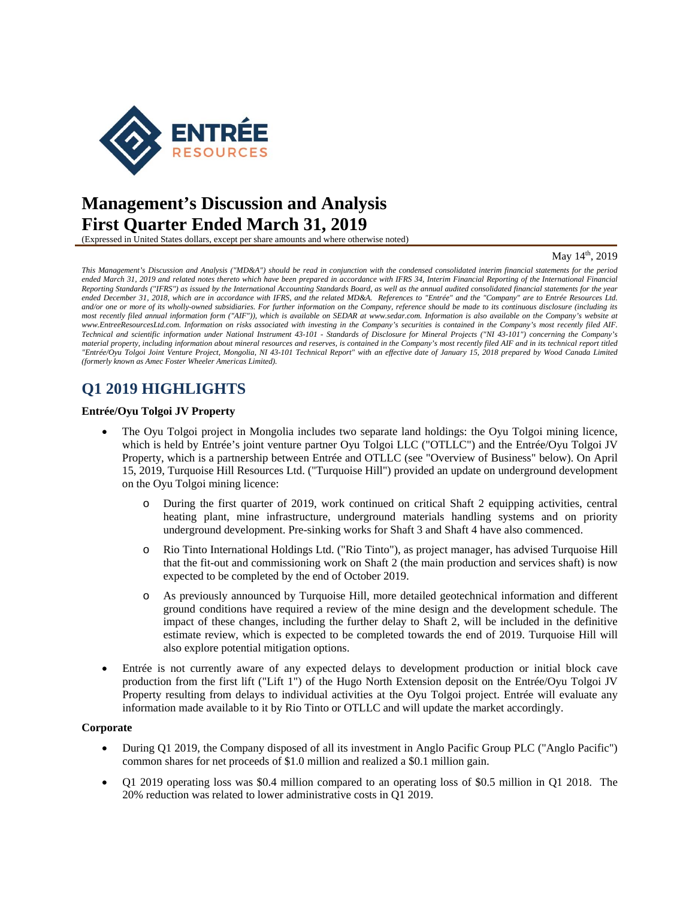# Management's Discussion and Analysis
# First Quarter Ended March 31, 2019

(Expressed in United States dollars, except per share amounts and where otherwise noted)

May 14th, 2019

*This Management's Discussion and Analysis ("MD&A") should be read in conjunction with the condensed consolidated interim financial statements for the period ended March 31, 2019 and related notes thereto which have been prepared in accordance with IFRS 34, Interim Financial Reporting of the International Financial Reporting Standards ("IFRS") as issued by the International Accounting Standards Board, as well as the annual audited consolidated financial statements for the year ended December 31, 2018, which are in accordance with IFRS, and the related MD&A. References to "Entrée" and the "Company" are to Entrée Resources Ltd. and/or one or more of its wholly-owned subsidiaries. For further information on the Company, reference should be made to its continuous disclosure (including its most recently filed annual information form ("AIF")), which is available on SEDAR at www.sedar.com. Information is also available on the Company's website at www.EntreeResourcesLtd.com. Information on risks associated with investing in the Company's securities is contained in the Company's most recently filed AIF. Technical and scientific information under National Instrument 43-101 - Standards of Disclosure for Mineral Projects ("NI 43-101") concerning the Company's material property, including information about mineral resources and reserves, is contained in the Company's most recently filed AIF and in its technical report titled "Entrée/Oyu Tolgoi Joint Venture Project, Mongolia, NI 43-101 Technical Report" with an effective date of January 15, 2018 prepared by Wood Canada Limited (formerly known as Amec Foster Wheeler Americas Limited).*

## Q1 2019 HIGHLIGHTS

**Entrée/Oyu Tolgoi JV Property**

- The Oyu Tolgoi project in Mongolia includes two separate land holdings: the Oyu Tolgoi mining licence, which is held by Entrée's joint venture partner Oyu Tolgoi LLC ("OTLLC") and the Entrée/Oyu Tolgoi JV Property, which is a partnership between Entrée and OTLLC (see "Overview of Business" below). On April 15, 2019, Turquoise Hill Resources Ltd. ("Turquoise Hill") provided an update on underground development on the Oyu Tolgoi mining licence:
  - During the first quarter of 2019, work continued on critical Shaft 2 equipping activities, central heating plant, mine infrastructure, underground materials handling systems and on priority underground development. Pre-sinking works for Shaft 3 and Shaft 4 have also commenced.
  - Rio Tinto International Holdings Ltd. ("Rio Tinto"), as project manager, has advised Turquoise Hill that the fit-out and commissioning work on Shaft 2 (the main production and services shaft) is now expected to be completed by the end of October 2019.
  - As previously announced by Turquoise Hill, more detailed geotechnical information and different ground conditions have required a review of the mine design and the development schedule. The impact of these changes, including the further delay to Shaft 2, will be included in the definitive estimate review, which is expected to be completed towards the end of 2019. Turquoise Hill will also explore potential mitigation options.
- Entrée is not currently aware of any expected delays to development production or initial block cave production from the first lift ("Lift 1") of the Hugo North Extension deposit on the Entrée/Oyu Tolgoi JV Property resulting from delays to individual activities at the Oyu Tolgoi project. Entrée will evaluate any information made available to it by Rio Tinto or OTLLC and will update the market accordingly.

**Corporate**

- During Q1 2019, the Company disposed of all its investment in Anglo Pacific Group PLC ("Anglo Pacific") common shares for net proceeds of $1.0 million and realized a $0.1 million gain.
- Q1 2019 operating loss was $0.4 million compared to an operating loss of $0.5 million in Q1 2018. The 20% reduction was related to lower administrative costs in Q1 2019.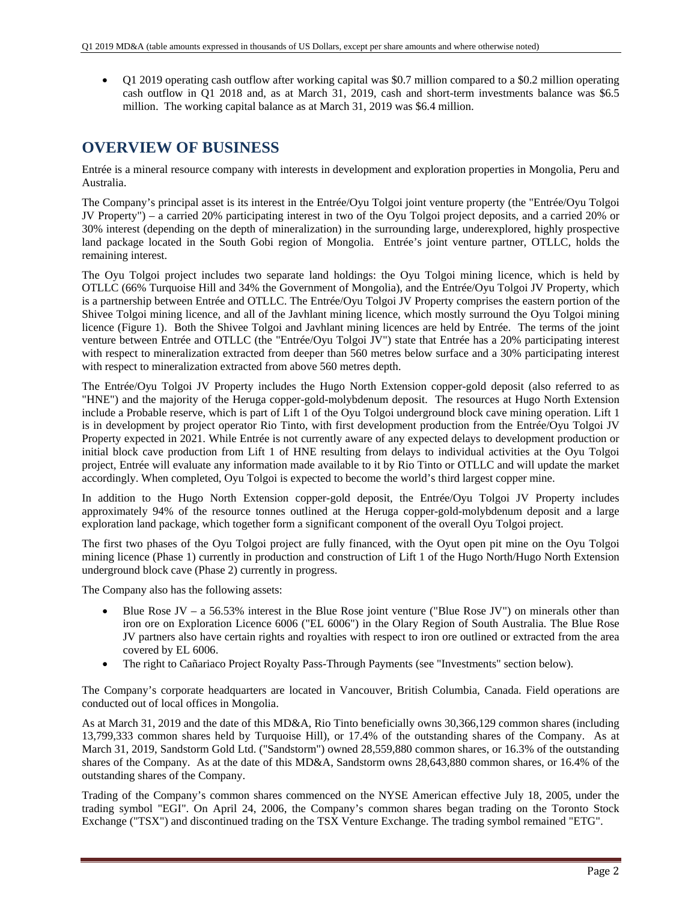- Q1 2019 operating cash outflow after working capital was $0.7 million compared to a $0.2 million operating cash outflow in Q1 2018 and, as at March 31, 2019, cash and short-term investments balance was $6.5 million. The working capital balance as at March 31, 2019 was $6.4 million.

# OVERVIEW OF BUSINESS

Entrée is a mineral resource company with interests in development and exploration properties in Mongolia, Peru and Australia.

The Company's principal asset is its interest in the Entrée/Oyu Tolgoi joint venture property (the "Entrée/Oyu Tolgoi JV Property") – a carried 20% participating interest in two of the Oyu Tolgoi project deposits, and a carried 20% or 30% interest (depending on the depth of mineralization) in the surrounding large, underexplored, highly prospective land package located in the South Gobi region of Mongolia. Entrée's joint venture partner, OTLLC, holds the remaining interest.

The Oyu Tolgoi project includes two separate land holdings: the Oyu Tolgoi mining licence, which is held by OTLLC (66% Turquoise Hill and 34% the Government of Mongolia), and the Entrée/Oyu Tolgoi JV Property, which is a partnership between Entrée and OTLLC. The Entrée/Oyu Tolgoi JV Property comprises the eastern portion of the Shivee Tolgoi mining licence, and all of the Javhlant mining licence, which mostly surround the Oyu Tolgoi mining licence (Figure 1). Both the Shivee Tolgoi and Javhlant mining licences are held by Entrée. The terms of the joint venture between Entrée and OTLLC (the "Entrée/Oyu Tolgoi JV") state that Entrée has a 20% participating interest with respect to mineralization extracted from deeper than 560 metres below surface and a 30% participating interest with respect to mineralization extracted from above 560 metres depth.

The Entrée/Oyu Tolgoi JV Property includes the Hugo North Extension copper-gold deposit (also referred to as "HNE") and the majority of the Heruga copper-gold-molybdenum deposit. The resources at Hugo North Extension include a Probable reserve, which is part of Lift 1 of the Oyu Tolgoi underground block cave mining operation. Lift 1 is in development by project operator Rio Tinto, with first development production from the Entrée/Oyu Tolgoi JV Property expected in 2021. While Entrée is not currently aware of any expected delays to development production or initial block cave production from Lift 1 of HNE resulting from delays to individual activities at the Oyu Tolgoi project, Entrée will evaluate any information made available to it by Rio Tinto or OTLLC and will update the market accordingly. When completed, Oyu Tolgoi is expected to become the world's third largest copper mine.

In addition to the Hugo North Extension copper-gold deposit, the Entrée/Oyu Tolgoi JV Property includes approximately 94% of the resource tonnes outlined at the Heruga copper-gold-molybdenum deposit and a large exploration land package, which together form a significant component of the overall Oyu Tolgoi project.

The first two phases of the Oyu Tolgoi project are fully financed, with the Oyut open pit mine on the Oyu Tolgoi mining licence (Phase 1) currently in production and construction of Lift 1 of the Hugo North/Hugo North Extension underground block cave (Phase 2) currently in progress.

The Company also has the following assets:

- Blue Rose JV – a 56.53% interest in the Blue Rose joint venture ("Blue Rose JV") on minerals other than iron ore on Exploration Licence 6006 ("EL 6006") in the Olary Region of South Australia. The Blue Rose JV partners also have certain rights and royalties with respect to iron ore outlined or extracted from the area covered by EL 6006.
- The right to Cañariaco Project Royalty Pass-Through Payments (see "Investments" section below).

The Company's corporate headquarters are located in Vancouver, British Columbia, Canada. Field operations are conducted out of local offices in Mongolia.

As at March 31, 2019 and the date of this MD&A, Rio Tinto beneficially owns 30,366,129 common shares (including 13,799,333 common shares held by Turquoise Hill), or 17.4% of the outstanding shares of the Company. As at March 31, 2019, Sandstorm Gold Ltd. ("Sandstorm") owned 28,559,880 common shares, or 16.3% of the outstanding shares of the Company. As at the date of this MD&A, Sandstorm owns 28,643,880 common shares, or 16.4% of the outstanding shares of the Company.

Trading of the Company's common shares commenced on the NYSE American effective July 18, 2005, under the trading symbol "EGI". On April 24, 2006, the Company's common shares began trading on the Toronto Stock Exchange ("TSX") and discontinued trading on the TSX Venture Exchange. The trading symbol remained "ETG".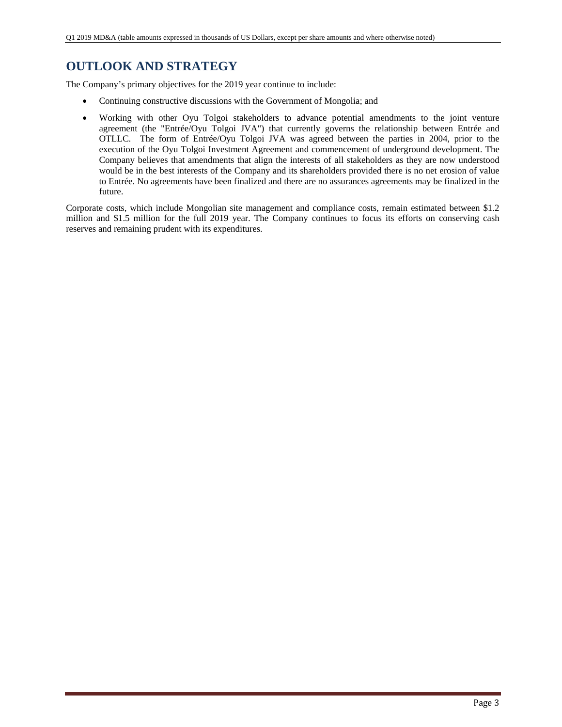## OUTLOOK AND STRATEGY

The Company's primary objectives for the 2019 year continue to include:

- Continuing constructive discussions with the Government of Mongolia; and
- Working with other Oyu Tolgoi stakeholders to advance potential amendments to the joint venture agreement (the "Entrée/Oyu Tolgoi JVA") that currently governs the relationship between Entrée and OTLLC. The form of Entrée/Oyu Tolgoi JVA was agreed between the parties in 2004, prior to the execution of the Oyu Tolgoi Investment Agreement and commencement of underground development. The Company believes that amendments that align the interests of all stakeholders as they are now understood would be in the best interests of the Company and its shareholders provided there is no net erosion of value to Entrée. No agreements have been finalized and there are no assurances agreements may be finalized in the future.

Corporate costs, which include Mongolian site management and compliance costs, remain estimated between $1.2 million and $1.5 million for the full 2019 year. The Company continues to focus its efforts on conserving cash reserves and remaining prudent with its expenditures.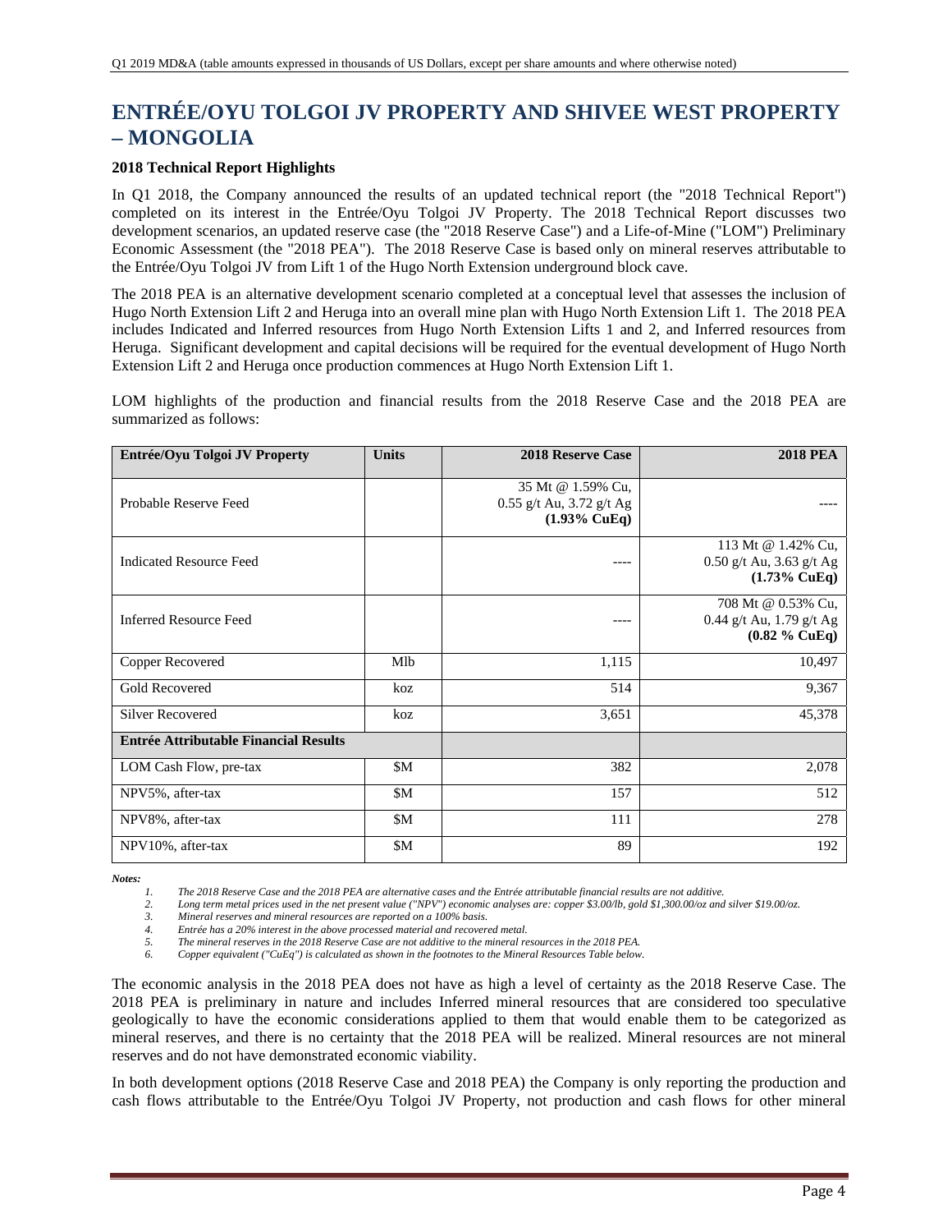# ENTRÉE/OYU TOLGOI JV PROPERTY AND SHIVEE WEST PROPERTY – MONGOLIA

### 2018 Technical Report Highlights

In Q1 2018, the Company announced the results of an updated technical report (the "2018 Technical Report") completed on its interest in the Entrée/Oyu Tolgoi JV Property. The 2018 Technical Report discusses two development scenarios, an updated reserve case (the "2018 Reserve Case") and a Life-of-Mine ("LOM") Preliminary Economic Assessment (the "2018 PEA"). The 2018 Reserve Case is based only on mineral reserves attributable to the Entrée/Oyu Tolgoi JV from Lift 1 of the Hugo North Extension underground block cave.

The 2018 PEA is an alternative development scenario completed at a conceptual level that assesses the inclusion of Hugo North Extension Lift 2 and Heruga into an overall mine plan with Hugo North Extension Lift 1. The 2018 PEA includes Indicated and Inferred resources from Hugo North Extension Lifts 1 and 2, and Inferred resources from Heruga. Significant development and capital decisions will be required for the eventual development of Hugo North Extension Lift 2 and Heruga once production commences at Hugo North Extension Lift 1.

LOM highlights of the production and financial results from the 2018 Reserve Case and the 2018 PEA are summarized as follows:

| Entrée/Oyu Tolgoi JV Property | Units | 2018 Reserve Case | 2018 PEA |
|---|---|---|---|
| Probable Reserve Feed | | 35 Mt @ 1.59% Cu, 0.55 g/t Au, 3.72 g/t Ag **(1.93% CuEq)** | ---- |
| Indicated Resource Feed | | ---- | 113 Mt @ 1.42% Cu, 0.50 g/t Au, 3.63 g/t Ag **(1.73% CuEq)** |
| Inferred Resource Feed | | ---- | 708 Mt @ 0.53% Cu, 0.44 g/t Au, 1.79 g/t Ag **(0.82 % CuEq)** |
| Copper Recovered | Mlb | 1,115 | 10,497 |
| Gold Recovered | koz | 514 | 9,367 |
| Silver Recovered | koz | 3,651 | 45,378 |
| **Entrée Attributable Financial Results** | | | |
| LOM Cash Flow, pre-tax | $M | 382 | 2,078 |
| NPV5%, after-tax | $M | 157 | 512 |
| NPV8%, after-tax | $M | 111 | 278 |
| NPV10%, after-tax | $M | 89 | 192 |

***Notes:***

1. *The 2018 Reserve Case and the 2018 PEA are alternative cases and the Entrée attributable financial results are not additive.*
2. *Long term metal prices used in the net present value ("NPV") economic analyses are: copper $3.00/lb, gold $1,300.00/oz and silver $19.00/oz.*
3. *Mineral reserves and mineral resources are reported on a 100% basis.*
4. *Entrée has a 20% interest in the above processed material and recovered metal.*
5. *The mineral reserves in the 2018 Reserve Case are not additive to the mineral resources in the 2018 PEA.*
6. *Copper equivalent ("CuEq") is calculated as shown in the footnotes to the Mineral Resources Table below.*

The economic analysis in the 2018 PEA does not have as high a level of certainty as the 2018 Reserve Case. The 2018 PEA is preliminary in nature and includes Inferred mineral resources that are considered too speculative geologically to have the economic considerations applied to them that would enable them to be categorized as mineral reserves, and there is no certainty that the 2018 PEA will be realized. Mineral resources are not mineral reserves and do not have demonstrated economic viability.

In both development options (2018 Reserve Case and 2018 PEA) the Company is only reporting the production and cash flows attributable to the Entrée/Oyu Tolgoi JV Property, not production and cash flows for other mineral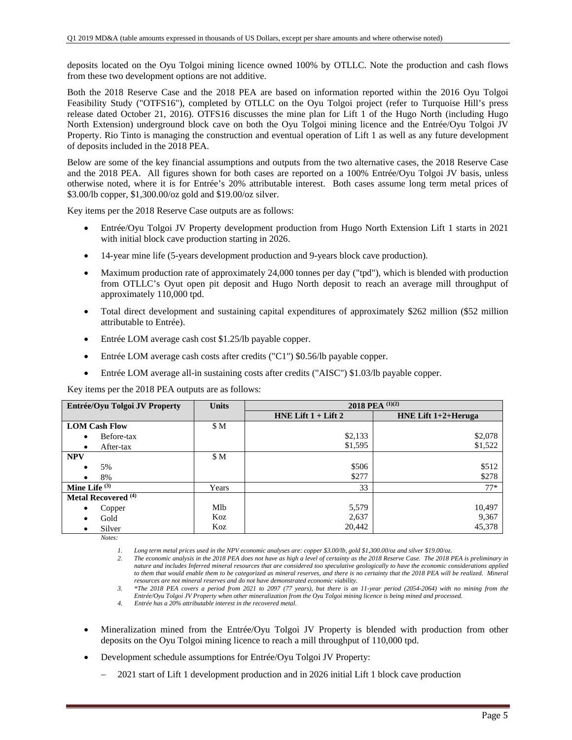deposits located on the Oyu Tolgoi mining licence owned 100% by OTLLC. Note the production and cash flows from these two development options are not additive.

Both the 2018 Reserve Case and the 2018 PEA are based on information reported within the 2016 Oyu Tolgoi Feasibility Study ("OTFS16"), completed by OTLLC on the Oyu Tolgoi project (refer to Turquoise Hill's press release dated October 21, 2016). OTFS16 discusses the mine plan for Lift 1 of the Hugo North (including Hugo North Extension) underground block cave on both the Oyu Tolgoi mining licence and the Entrée/Oyu Tolgoi JV Property. Rio Tinto is managing the construction and eventual operation of Lift 1 as well as any future development of deposits included in the 2018 PEA.

Below are some of the key financial assumptions and outputs from the two alternative cases, the 2018 Reserve Case and the 2018 PEA. All figures shown for both cases are reported on a 100% Entrée/Oyu Tolgoi JV basis, unless otherwise noted, where it is for Entrée's 20% attributable interest. Both cases assume long term metal prices of $3.00/lb copper, $1,300.00/oz gold and $19.00/oz silver.

Key items per the 2018 Reserve Case outputs are as follows:

- Entrée/Oyu Tolgoi JV Property development production from Hugo North Extension Lift 1 starts in 2021 with initial block cave production starting in 2026.
- 14-year mine life (5-years development production and 9-years block cave production).
- Maximum production rate of approximately 24,000 tonnes per day ("tpd"), which is blended with production from OTLLC's Oyut open pit deposit and Hugo North deposit to reach an average mill throughput of approximately 110,000 tpd.
- Total direct development and sustaining capital expenditures of approximately $262 million ($52 million attributable to Entrée).
- Entrée LOM average cash cost $1.25/lb payable copper.
- Entrée LOM average cash costs after credits ("C1") $0.56/lb payable copper.
- Entrée LOM average all-in sustaining costs after credits ("AISC") $1.03/lb payable copper.

Key items per the 2018 PEA outputs are as follows:

| Entrée/Oyu Tolgoi JV Property | Units | 2018 PEA (1)(2) | |
|---|---|---|---|
| | | HNE Lift 1 + Lift 2 | HNE Lift 1+2+Heruga |
| **LOM Cash Flow** | $ M | | |
| • Before-tax | | $2,133 | $2,078 |
| • After-tax | | $1,595 | $1,522 |
| **NPV** | $ M | | |
| • 5% | | $506 | $512 |
| • 8% | | $277 | $278 |
| **Mine Life (3)** | Years | 33 | 77* |
| **Metal Recovered (4)** | | | |
| • Copper | Mlb | 5,579 | 10,497 |
| • Gold | Koz | 2,637 | 9,367 |
| • Silver | Koz | 20,442 | 45,378 |

*Notes:*

1. *Long term metal prices used in the NPV economic analyses are: copper $3.00/lb, gold $1,300.00/oz and silver $19.00/oz.*
2. *The economic analysis in the 2018 PEA does not have as high a level of certainty as the 2018 Reserve Case. The 2018 PEA is preliminary in nature and includes Inferred mineral resources that are considered too speculative geologically to have the economic considerations applied to them that would enable them to be categorized as mineral reserves, and there is no certainty that the 2018 PEA will be realized. Mineral resources are not mineral reserves and do not have demonstrated economic viability.*
3. *\*The 2018 PEA covers a period from 2021 to 2097 (77 years), but there is an 11-year period (2054-2064) with no mining from the Entrée/Oyu Tolgoi JV Property when other mineralization from the Oyu Tolgoi mining licence is being mined and processed.*
4. *Entrée has a 20% attributable interest in the recovered metal.*

- Mineralization mined from the Entrée/Oyu Tolgoi JV Property is blended with production from other deposits on the Oyu Tolgoi mining licence to reach a mill throughput of 110,000 tpd.
- Development schedule assumptions for Entrée/Oyu Tolgoi JV Property:
  - 2021 start of Lift 1 development production and in 2026 initial Lift 1 block cave production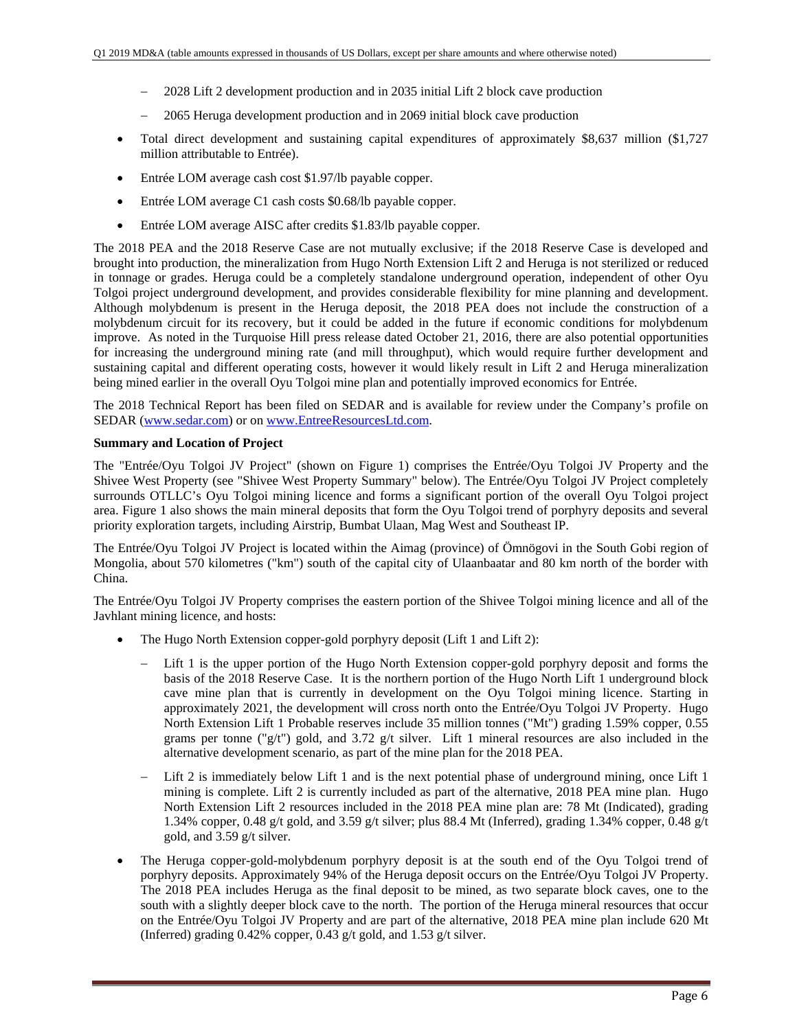- 2028 Lift 2 development production and in 2035 initial Lift 2 block cave production
  - 2065 Heruga development production and in 2069 initial block cave production

- Total direct development and sustaining capital expenditures of approximately $8,637 million ($1,727 million attributable to Entrée).
- Entrée LOM average cash cost $1.97/lb payable copper.
- Entrée LOM average C1 cash costs $0.68/lb payable copper.
- Entrée LOM average AISC after credits $1.83/lb payable copper.

The 2018 PEA and the 2018 Reserve Case are not mutually exclusive; if the 2018 Reserve Case is developed and brought into production, the mineralization from Hugo North Extension Lift 2 and Heruga is not sterilized or reduced in tonnage or grades. Heruga could be a completely standalone underground operation, independent of other Oyu Tolgoi project underground development, and provides considerable flexibility for mine planning and development. Although molybdenum is present in the Heruga deposit, the 2018 PEA does not include the construction of a molybdenum circuit for its recovery, but it could be added in the future if economic conditions for molybdenum improve. As noted in the Turquoise Hill press release dated October 21, 2016, there are also potential opportunities for increasing the underground mining rate (and mill throughput), which would require further development and sustaining capital and different operating costs, however it would likely result in Lift 2 and Heruga mineralization being mined earlier in the overall Oyu Tolgoi mine plan and potentially improved economics for Entrée.

The 2018 Technical Report has been filed on SEDAR and is available for review under the Company's profile on SEDAR (www.sedar.com) or on www.EntreeResourcesLtd.com.

**Summary and Location of Project**

The "Entrée/Oyu Tolgoi JV Project" (shown on Figure 1) comprises the Entrée/Oyu Tolgoi JV Property and the Shivee West Property (see "Shivee West Property Summary" below). The Entrée/Oyu Tolgoi JV Project completely surrounds OTLLC's Oyu Tolgoi mining licence and forms a significant portion of the overall Oyu Tolgoi project area. Figure 1 also shows the main mineral deposits that form the Oyu Tolgoi trend of porphyry deposits and several priority exploration targets, including Airstrip, Bumbat Ulaan, Mag West and Southeast IP.

The Entrée/Oyu Tolgoi JV Project is located within the Aimag (province) of Ömnögovi in the South Gobi region of Mongolia, about 570 kilometres ("km") south of the capital city of Ulaanbaatar and 80 km north of the border with China.

The Entrée/Oyu Tolgoi JV Property comprises the eastern portion of the Shivee Tolgoi mining licence and all of the Javhlant mining licence, and hosts:

- The Hugo North Extension copper-gold porphyry deposit (Lift 1 and Lift 2):
  - Lift 1 is the upper portion of the Hugo North Extension copper-gold porphyry deposit and forms the basis of the 2018 Reserve Case. It is the northern portion of the Hugo North Lift 1 underground block cave mine plan that is currently in development on the Oyu Tolgoi mining licence. Starting in approximately 2021, the development will cross north onto the Entrée/Oyu Tolgoi JV Property. Hugo North Extension Lift 1 Probable reserves include 35 million tonnes ("Mt") grading 1.59% copper, 0.55 grams per tonne ("g/t") gold, and 3.72 g/t silver. Lift 1 mineral resources are also included in the alternative development scenario, as part of the mine plan for the 2018 PEA.
  - Lift 2 is immediately below Lift 1 and is the next potential phase of underground mining, once Lift 1 mining is complete. Lift 2 is currently included as part of the alternative, 2018 PEA mine plan. Hugo North Extension Lift 2 resources included in the 2018 PEA mine plan are: 78 Mt (Indicated), grading 1.34% copper, 0.48 g/t gold, and 3.59 g/t silver; plus 88.4 Mt (Inferred), grading 1.34% copper, 0.48 g/t gold, and 3.59 g/t silver.
- The Heruga copper-gold-molybdenum porphyry deposit is at the south end of the Oyu Tolgoi trend of porphyry deposits. Approximately 94% of the Heruga deposit occurs on the Entrée/Oyu Tolgoi JV Property. The 2018 PEA includes Heruga as the final deposit to be mined, as two separate block caves, one to the south with a slightly deeper block cave to the north. The portion of the Heruga mineral resources that occur on the Entrée/Oyu Tolgoi JV Property and are part of the alternative, 2018 PEA mine plan include 620 Mt (Inferred) grading 0.42% copper, 0.43 g/t gold, and 1.53 g/t silver.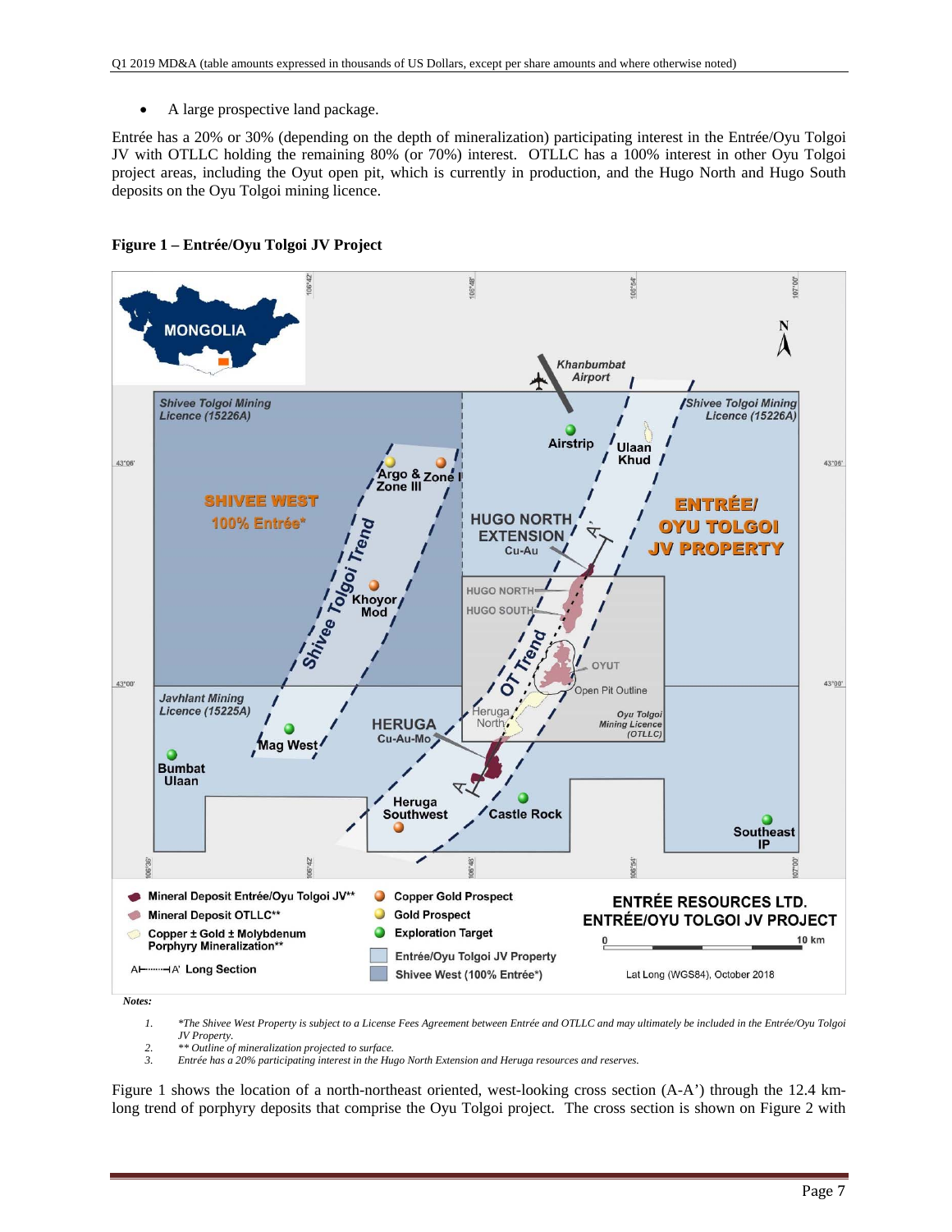- A large prospective land package.

Entrée has a 20% or 30% (depending on the depth of mineralization) participating interest in the Entrée/Oyu Tolgoi JV with OTLLC holding the remaining 80% (or 70%) interest. OTLLC has a 100% interest in other Oyu Tolgoi project areas, including the Oyut open pit, which is currently in production, and the Hugo North and Hugo South deposits on the Oyu Tolgoi mining licence.

**Figure 1 – Entrée/Oyu Tolgoi JV Project**

*Notes:*

1. *\*The Shivee West Property is subject to a License Fees Agreement between Entrée and OTLLC and may ultimately be included in the Entrée/Oyu Tolgoi JV Property.*
2. *\*\* Outline of mineralization projected to surface.*
3. *Entrée has a 20% participating interest in the Hugo North Extension and Heruga resources and reserves.*

Figure 1 shows the location of a north-northeast oriented, west-looking cross section (A-A') through the 12.4 km-long trend of porphyry deposits that comprise the Oyu Tolgoi project. The cross section is shown on Figure 2 with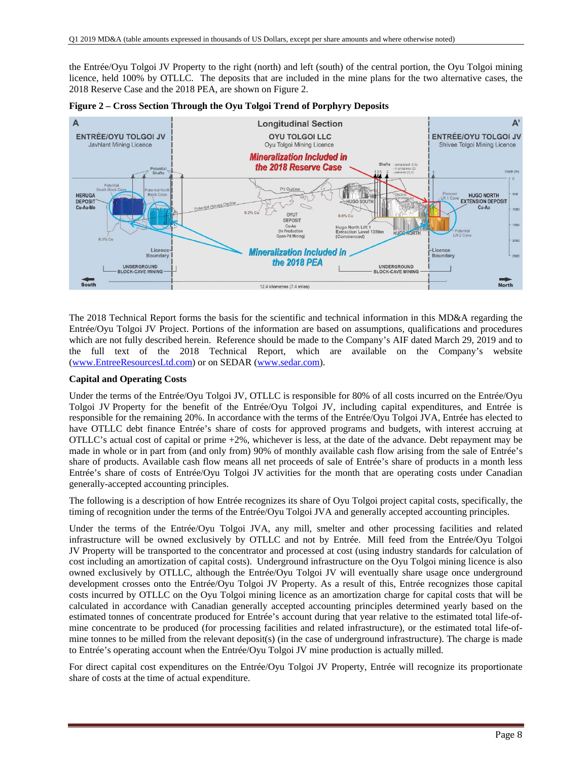the Entrée/Oyu Tolgoi JV Property to the right (north) and left (south) of the central portion, the Oyu Tolgoi mining licence, held 100% by OTLLC. The deposits that are included in the mine plans for the two alternative cases, the 2018 Reserve Case and the 2018 PEA, are shown on Figure 2.

**Figure 2 – Cross Section Through the Oyu Tolgoi Trend of Porphyry Deposits**

The 2018 Technical Report forms the basis for the scientific and technical information in this MD&A regarding the Entrée/Oyu Tolgoi JV Project. Portions of the information are based on assumptions, qualifications and procedures which are not fully described herein. Reference should be made to the Company's AIF dated March 29, 2019 and to the full text of the 2018 Technical Report, which are available on the Company's website (www.EntreeResourcesLtd.com) or on SEDAR (www.sedar.com).

**Capital and Operating Costs**

Under the terms of the Entrée/Oyu Tolgoi JV, OTLLC is responsible for 80% of all costs incurred on the Entrée/Oyu Tolgoi JV Property for the benefit of the Entrée/Oyu Tolgoi JV, including capital expenditures, and Entrée is responsible for the remaining 20%. In accordance with the terms of the Entrée/Oyu Tolgoi JVA, Entrée has elected to have OTLLC debt finance Entrée's share of costs for approved programs and budgets, with interest accruing at OTLLC's actual cost of capital or prime +2%, whichever is less, at the date of the advance. Debt repayment may be made in whole or in part from (and only from) 90% of monthly available cash flow arising from the sale of Entrée's share of products. Available cash flow means all net proceeds of sale of Entrée's share of products in a month less Entrée's share of costs of Entrée/Oyu Tolgoi JV activities for the month that are operating costs under Canadian generally-accepted accounting principles.

The following is a description of how Entrée recognizes its share of Oyu Tolgoi project capital costs, specifically, the timing of recognition under the terms of the Entrée/Oyu Tolgoi JVA and generally accepted accounting principles.

Under the terms of the Entrée/Oyu Tolgoi JVA, any mill, smelter and other processing facilities and related infrastructure will be owned exclusively by OTLLC and not by Entrée. Mill feed from the Entrée/Oyu Tolgoi JV Property will be transported to the concentrator and processed at cost (using industry standards for calculation of cost including an amortization of capital costs). Underground infrastructure on the Oyu Tolgoi mining licence is also owned exclusively by OTLLC, although the Entrée/Oyu Tolgoi JV will eventually share usage once underground development crosses onto the Entrée/Oyu Tolgoi JV Property. As a result of this, Entrée recognizes those capital costs incurred by OTLLC on the Oyu Tolgoi mining licence as an amortization charge for capital costs that will be calculated in accordance with Canadian generally accepted accounting principles determined yearly based on the estimated tonnes of concentrate produced for Entrée's account during that year relative to the estimated total life-of-mine concentrate to be produced (for processing facilities and related infrastructure), or the estimated total life-of-mine tonnes to be milled from the relevant deposit(s) (in the case of underground infrastructure). The charge is made to Entrée's operating account when the Entrée/Oyu Tolgoi JV mine production is actually milled.

For direct capital cost expenditures on the Entrée/Oyu Tolgoi JV Property, Entrée will recognize its proportionate share of costs at the time of actual expenditure.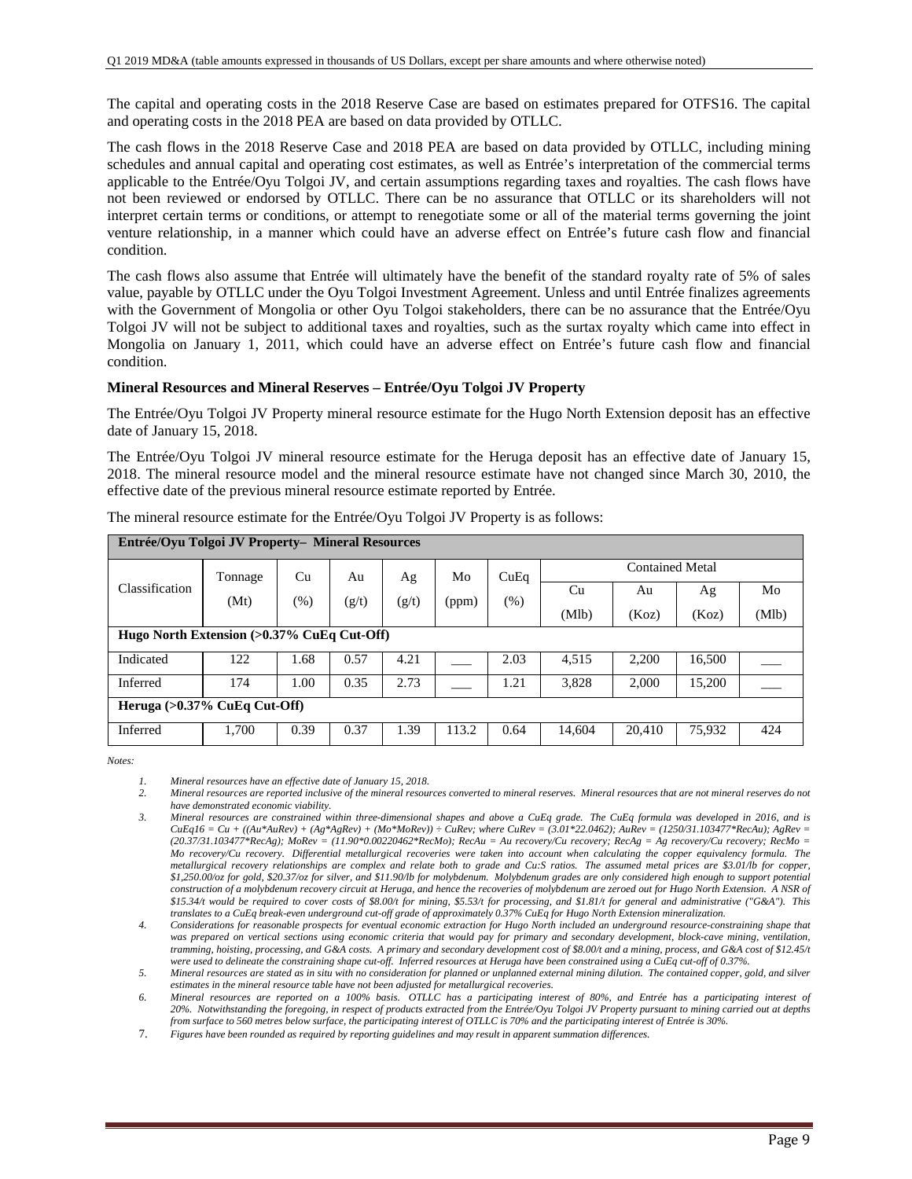The capital and operating costs in the 2018 Reserve Case are based on estimates prepared for OTFS16. The capital and operating costs in the 2018 PEA are based on data provided by OTLLC.

The cash flows in the 2018 Reserve Case and 2018 PEA are based on data provided by OTLLC, including mining schedules and annual capital and operating cost estimates, as well as Entrée's interpretation of the commercial terms applicable to the Entrée/Oyu Tolgoi JV, and certain assumptions regarding taxes and royalties. The cash flows have not been reviewed or endorsed by OTLLC. There can be no assurance that OTLLC or its shareholders will not interpret certain terms or conditions, or attempt to renegotiate some or all of the material terms governing the joint venture relationship, in a manner which could have an adverse effect on Entrée's future cash flow and financial condition.

The cash flows also assume that Entrée will ultimately have the benefit of the standard royalty rate of 5% of sales value, payable by OTLLC under the Oyu Tolgoi Investment Agreement. Unless and until Entrée finalizes agreements with the Government of Mongolia or other Oyu Tolgoi stakeholders, there can be no assurance that the Entrée/Oyu Tolgoi JV will not be subject to additional taxes and royalties, such as the surtax royalty which came into effect in Mongolia on January 1, 2011, which could have an adverse effect on Entrée's future cash flow and financial condition.

**Mineral Resources and Mineral Reserves – Entrée/Oyu Tolgoi JV Property**

The Entrée/Oyu Tolgoi JV Property mineral resource estimate for the Hugo North Extension deposit has an effective date of January 15, 2018.

The Entrée/Oyu Tolgoi JV mineral resource estimate for the Heruga deposit has an effective date of January 15, 2018. The mineral resource model and the mineral resource estimate have not changed since March 30, 2010, the effective date of the previous mineral resource estimate reported by Entrée.

The mineral resource estimate for the Entrée/Oyu Tolgoi JV Property is as follows:

| **Entrée/Oyu Tolgoi JV Property– Mineral Resources** | | | | | | | | | | |
|---|---|---|---|---|---|---|---|---|---|---|
| Classification | Tonnage | Cu | Au | Ag | Mo | CuEq | Contained Metal | | | |
| | (Mt) | (%) | (g/t) | (g/t) | (ppm) | (%) | Cu (Mlb) | Au (Koz) | Ag (Koz) | Mo (Mlb) |
| **Hugo North Extension (>0.37% CuEq Cut-Off)** | | | | | | | | | | |
| Indicated | 122 | 1.68 | 0.57 | 4.21 | ___ | 2.03 | 4,515 | 2,200 | 16,500 | ___ |
| Inferred | 174 | 1.00 | 0.35 | 2.73 | ___ | 1.21 | 3,828 | 2,000 | 15,200 | ___ |
| **Heruga (>0.37% CuEq Cut-Off)** | | | | | | | | | | |
| Inferred | 1,700 | 0.39 | 0.37 | 1.39 | 113.2 | 0.64 | 14,604 | 20,410 | 75,932 | 424 |

*Notes:*

1. *Mineral resources have an effective date of January 15, 2018.*
2. *Mineral resources are reported inclusive of the mineral resources converted to mineral reserves. Mineral resources that are not mineral reserves do not have demonstrated economic viability.*
3. *Mineral resources are constrained within three-dimensional shapes and above a CuEq grade. The CuEq formula was developed in 2016, and is CuEq16 = Cu + ((Au\*AuRev) + (Ag\*AgRev) + (Mo\*MoRev)) ÷ CuRev; where CuRev = (3.01\*22.0462); AuRev = (1250/31.103477\*RecAu); AgRev = (20.37/31.103477\*RecAg); MoRev = (11.90\*0.00220462\*RecMo); RecAu = Au recovery/Cu recovery; RecAg = Ag recovery/Cu recovery; RecMo = Mo recovery/Cu recovery. Differential metallurgical recoveries were taken into account when calculating the copper equivalency formula. The metallurgical recovery relationships are complex and relate both to grade and Cu:S ratios. The assumed metal prices are \$3.01/lb for copper, \$1,250.00/oz for gold, \$20.37/oz for silver, and \$11.90/lb for molybdenum. Molybdenum grades are only considered high enough to support potential construction of a molybdenum recovery circuit at Heruga, and hence the recoveries of molybdenum are zeroed out for Hugo North Extension. A NSR of \$15.34/t would be required to cover costs of \$8.00/t for mining, \$5.53/t for processing, and \$1.81/t for general and administrative ("G&A"). This translates to a CuEq break-even underground cut-off grade of approximately 0.37% CuEq for Hugo North Extension mineralization.*
4. *Considerations for reasonable prospects for eventual economic extraction for Hugo North included an underground resource-constraining shape that was prepared on vertical sections using economic criteria that would pay for primary and secondary development, block-cave mining, ventilation, tramming, hoisting, processing, and G&A costs. A primary and secondary development cost of \$8.00/t and a mining, process, and G&A cost of \$12.45/t were used to delineate the constraining shape cut-off. Inferred resources at Heruga have been constrained using a CuEq cut-off of 0.37%.*
5. *Mineral resources are stated as in situ with no consideration for planned or unplanned external mining dilution. The contained copper, gold, and silver estimates in the mineral resource table have not been adjusted for metallurgical recoveries.*
6. *Mineral resources are reported on a 100% basis. OTLLC has a participating interest of 80%, and Entrée has a participating interest of 20%. Notwithstanding the foregoing, in respect of products extracted from the Entrée/Oyu Tolgoi JV Property pursuant to mining carried out at depths from surface to 560 metres below surface, the participating interest of OTLLC is 70% and the participating interest of Entrée is 30%.*
7. *Figures have been rounded as required by reporting guidelines and may result in apparent summation differences.*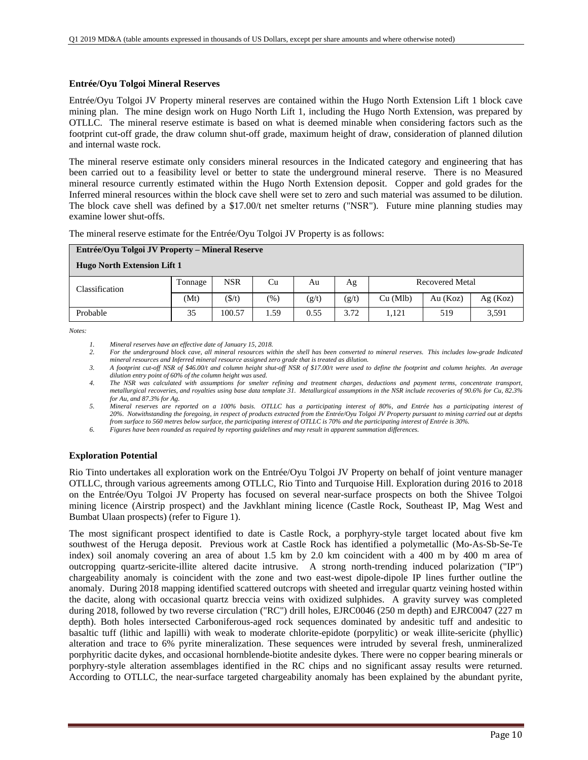### Entrée/Oyu Tolgoi Mineral Reserves

Entrée/Oyu Tolgoi JV Property mineral reserves are contained within the Hugo North Extension Lift 1 block cave mining plan. The mine design work on Hugo North Lift 1, including the Hugo North Extension, was prepared by OTLLC. The mineral reserve estimate is based on what is deemed minable when considering factors such as the footprint cut-off grade, the draw column shut-off grade, maximum height of draw, consideration of planned dilution and internal waste rock.

The mineral reserve estimate only considers mineral resources in the Indicated category and engineering that has been carried out to a feasibility level or better to state the underground mineral reserve. There is no Measured mineral resource currently estimated within the Hugo North Extension deposit. Copper and gold grades for the Inferred mineral resources within the block cave shell were set to zero and such material was assumed to be dilution. The block cave shell was defined by a $17.00/t net smelter returns ("NSR"). Future mine planning studies may examine lower shut-offs.

The mineral reserve estimate for the Entrée/Oyu Tolgoi JV Property is as follows:

| **Entrée/Oyu Tolgoi JV Property – Mineral Reserve**<br>**Hugo North Extension Lift 1** | | | | | | | | |
|---|---|---|---|---|---|---|---|---|
| Classification | Tonnage | NSR | Cu | Au | Ag | Recovered Metal | | |
| | (Mt) | ($/t) | (%) | (g/t) | (g/t) | Cu (Mlb) | Au (Koz) | Ag (Koz) |
| Probable | 35 | 100.57 | 1.59 | 0.55 | 3.72 | 1,121 | 519 | 3,591 |

*Notes:*

1. *Mineral reserves have an effective date of January 15, 2018.*
2. *For the underground block cave, all mineral resources within the shell has been converted to mineral reserves. This includes low-grade Indicated mineral resources and Inferred mineral resource assigned zero grade that is treated as dilution.*
3. *A footprint cut-off NSR of $46.00/t and column height shut-off NSR of $17.00/t were used to define the footprint and column heights. An average dilution entry point of 60% of the column height was used.*
4. *The NSR was calculated with assumptions for smelter refining and treatment charges, deductions and payment terms, concentrate transport, metallurgical recoveries, and royalties using base data template 31. Metallurgical assumptions in the NSR include recoveries of 90.6% for Cu, 82.3% for Au, and 87.3% for Ag.*
5. *Mineral reserves are reported on a 100% basis. OTLLC has a participating interest of 80%, and Entrée has a participating interest of 20%. Notwithstanding the foregoing, in respect of products extracted from the Entrée/Oyu Tolgoi JV Property pursuant to mining carried out at depths from surface to 560 metres below surface, the participating interest of OTLLC is 70% and the participating interest of Entrée is 30%.*
6. *Figures have been rounded as required by reporting guidelines and may result in apparent summation differences.*

### Exploration Potential

Rio Tinto undertakes all exploration work on the Entrée/Oyu Tolgoi JV Property on behalf of joint venture manager OTLLC, through various agreements among OTLLC, Rio Tinto and Turquoise Hill. Exploration during 2016 to 2018 on the Entrée/Oyu Tolgoi JV Property has focused on several near-surface prospects on both the Shivee Tolgoi mining licence (Airstrip prospect) and the Javkhlant mining licence (Castle Rock, Southeast IP, Mag West and Bumbat Ulaan prospects) (refer to Figure 1).

The most significant prospect identified to date is Castle Rock, a porphyry-style target located about five km southwest of the Heruga deposit. Previous work at Castle Rock has identified a polymetallic (Mo-As-Sb-Se-Te index) soil anomaly covering an area of about 1.5 km by 2.0 km coincident with a 400 m by 400 m area of outcropping quartz-sericite-illite altered dacite intrusive. A strong north-trending induced polarization ("IP") chargeability anomaly is coincident with the zone and two east-west dipole-dipole IP lines further outline the anomaly. During 2018 mapping identified scattered outcrops with sheeted and irregular quartz veining hosted within the dacite, along with occasional quartz breccia veins with oxidized sulphides. A gravity survey was completed during 2018, followed by two reverse circulation ("RC") drill holes, EJRC0046 (250 m depth) and EJRC0047 (227 m depth). Both holes intersected Carboniferous-aged rock sequences dominated by andesitic tuff and andesitic to basaltic tuff (lithic and lapilli) with weak to moderate chlorite-epidote (porpylitic) or weak illite-sericite (phyllic) alteration and trace to 6% pyrite mineralization. These sequences were intruded by several fresh, unmineralized porphyritic dacite dykes, and occasional hornblende-biotite andesite dykes. There were no copper bearing minerals or porphyry-style alteration assemblages identified in the RC chips and no significant assay results were returned. According to OTLLC, the near-surface targeted chargeability anomaly has been explained by the abundant pyrite,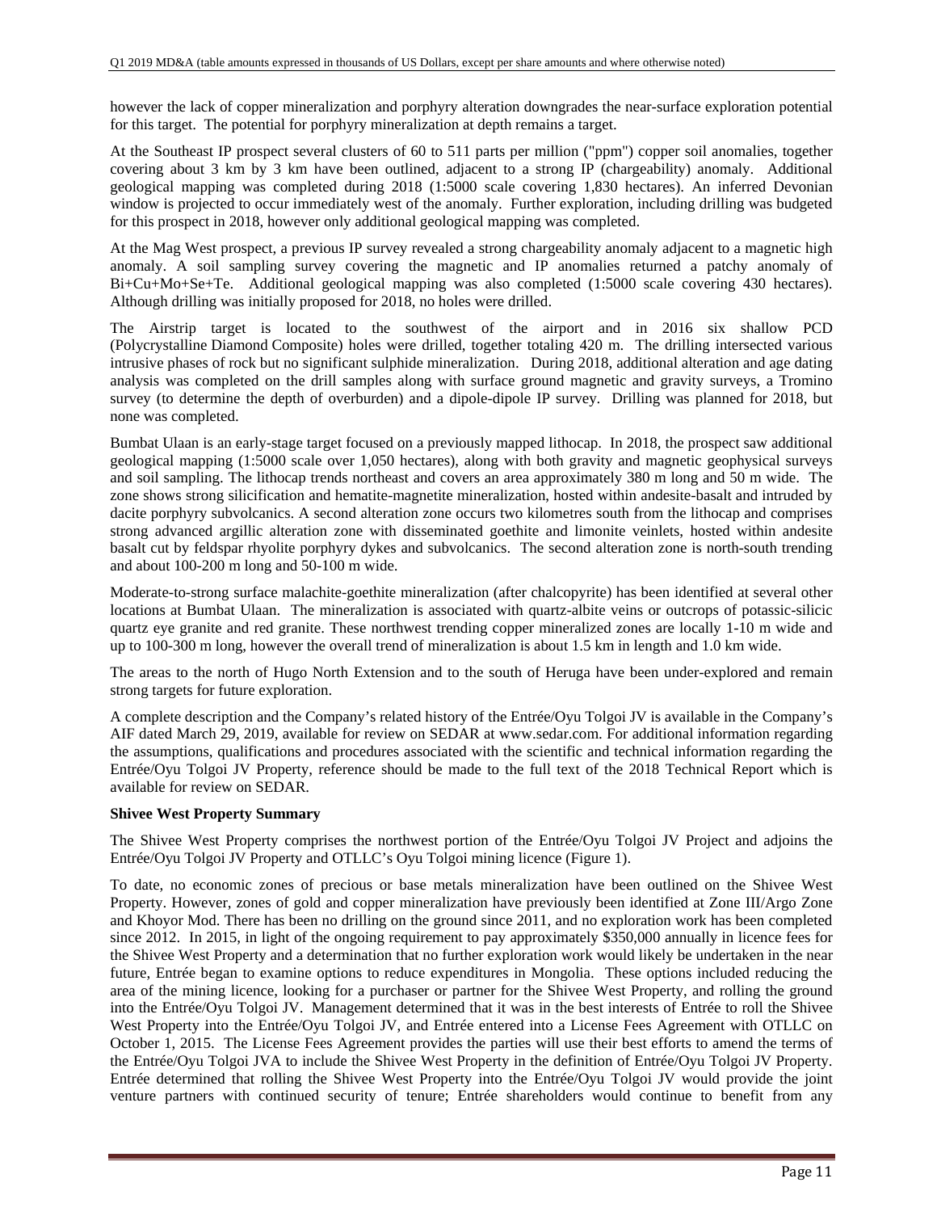however the lack of copper mineralization and porphyry alteration downgrades the near-surface exploration potential for this target. The potential for porphyry mineralization at depth remains a target.

At the Southeast IP prospect several clusters of 60 to 511 parts per million ("ppm") copper soil anomalies, together covering about 3 km by 3 km have been outlined, adjacent to a strong IP (chargeability) anomaly. Additional geological mapping was completed during 2018 (1:5000 scale covering 1,830 hectares). An inferred Devonian window is projected to occur immediately west of the anomaly. Further exploration, including drilling was budgeted for this prospect in 2018, however only additional geological mapping was completed.

At the Mag West prospect, a previous IP survey revealed a strong chargeability anomaly adjacent to a magnetic high anomaly. A soil sampling survey covering the magnetic and IP anomalies returned a patchy anomaly of Bi+Cu+Mo+Se+Te. Additional geological mapping was also completed (1:5000 scale covering 430 hectares). Although drilling was initially proposed for 2018, no holes were drilled.

The Airstrip target is located to the southwest of the airport and in 2016 six shallow PCD (Polycrystalline Diamond Composite) holes were drilled, together totaling 420 m. The drilling intersected various intrusive phases of rock but no significant sulphide mineralization. During 2018, additional alteration and age dating analysis was completed on the drill samples along with surface ground magnetic and gravity surveys, a Tromino survey (to determine the depth of overburden) and a dipole-dipole IP survey. Drilling was planned for 2018, but none was completed.

Bumbat Ulaan is an early-stage target focused on a previously mapped lithocap. In 2018, the prospect saw additional geological mapping (1:5000 scale over 1,050 hectares), along with both gravity and magnetic geophysical surveys and soil sampling. The lithocap trends northeast and covers an area approximately 380 m long and 50 m wide. The zone shows strong silicification and hematite-magnetite mineralization, hosted within andesite-basalt and intruded by dacite porphyry subvolcanics. A second alteration zone occurs two kilometres south from the lithocap and comprises strong advanced argillic alteration zone with disseminated goethite and limonite veinlets, hosted within andesite basalt cut by feldspar rhyolite porphyry dykes and subvolcanics. The second alteration zone is north-south trending and about 100-200 m long and 50-100 m wide.

Moderate-to-strong surface malachite-goethite mineralization (after chalcopyrite) has been identified at several other locations at Bumbat Ulaan. The mineralization is associated with quartz-albite veins or outcrops of potassic-silicic quartz eye granite and red granite. These northwest trending copper mineralized zones are locally 1-10 m wide and up to 100-300 m long, however the overall trend of mineralization is about 1.5 km in length and 1.0 km wide.

The areas to the north of Hugo North Extension and to the south of Heruga have been under-explored and remain strong targets for future exploration.

A complete description and the Company's related history of the Entrée/Oyu Tolgoi JV is available in the Company's AIF dated March 29, 2019, available for review on SEDAR at www.sedar.com. For additional information regarding the assumptions, qualifications and procedures associated with the scientific and technical information regarding the Entrée/Oyu Tolgoi JV Property, reference should be made to the full text of the 2018 Technical Report which is available for review on SEDAR.

**Shivee West Property Summary**

The Shivee West Property comprises the northwest portion of the Entrée/Oyu Tolgoi JV Project and adjoins the Entrée/Oyu Tolgoi JV Property and OTLLC's Oyu Tolgoi mining licence (Figure 1).

To date, no economic zones of precious or base metals mineralization have been outlined on the Shivee West Property. However, zones of gold and copper mineralization have previously been identified at Zone III/Argo Zone and Khoyor Mod. There has been no drilling on the ground since 2011, and no exploration work has been completed since 2012. In 2015, in light of the ongoing requirement to pay approximately $350,000 annually in licence fees for the Shivee West Property and a determination that no further exploration work would likely be undertaken in the near future, Entrée began to examine options to reduce expenditures in Mongolia. These options included reducing the area of the mining licence, looking for a purchaser or partner for the Shivee West Property, and rolling the ground into the Entrée/Oyu Tolgoi JV. Management determined that it was in the best interests of Entrée to roll the Shivee West Property into the Entrée/Oyu Tolgoi JV, and Entrée entered into a License Fees Agreement with OTLLC on October 1, 2015. The License Fees Agreement provides the parties will use their best efforts to amend the terms of the Entrée/Oyu Tolgoi JVA to include the Shivee West Property in the definition of Entrée/Oyu Tolgoi JV Property. Entrée determined that rolling the Shivee West Property into the Entrée/Oyu Tolgoi JV would provide the joint venture partners with continued security of tenure; Entrée shareholders would continue to benefit from any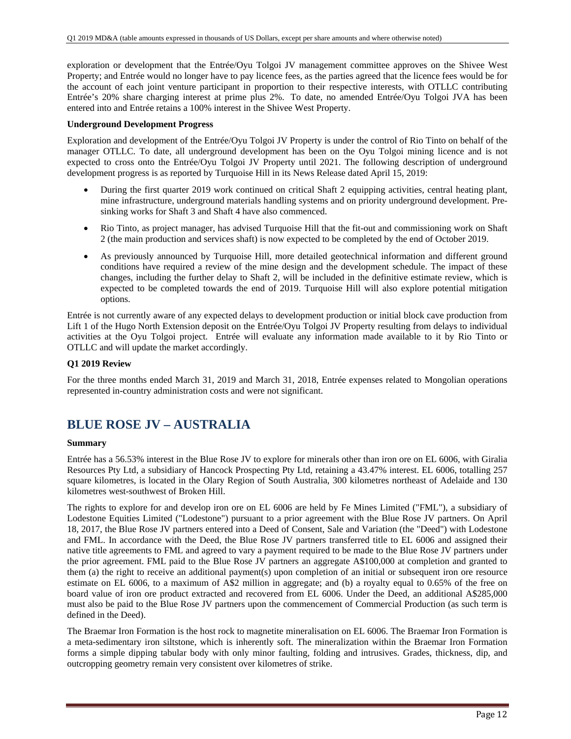exploration or development that the Entrée/Oyu Tolgoi JV management committee approves on the Shivee West Property; and Entrée would no longer have to pay licence fees, as the parties agreed that the licence fees would be for the account of each joint venture participant in proportion to their respective interests, with OTLLC contributing Entrée's 20% share charging interest at prime plus 2%. To date, no amended Entrée/Oyu Tolgoi JVA has been entered into and Entrée retains a 100% interest in the Shivee West Property.

**Underground Development Progress**

Exploration and development of the Entrée/Oyu Tolgoi JV Property is under the control of Rio Tinto on behalf of the manager OTLLC. To date, all underground development has been on the Oyu Tolgoi mining licence and is not expected to cross onto the Entrée/Oyu Tolgoi JV Property until 2021. The following description of underground development progress is as reported by Turquoise Hill in its News Release dated April 15, 2019:

- During the first quarter 2019 work continued on critical Shaft 2 equipping activities, central heating plant, mine infrastructure, underground materials handling systems and on priority underground development. Pre-sinking works for Shaft 3 and Shaft 4 have also commenced.
- Rio Tinto, as project manager, has advised Turquoise Hill that the fit-out and commissioning work on Shaft 2 (the main production and services shaft) is now expected to be completed by the end of October 2019.
- As previously announced by Turquoise Hill, more detailed geotechnical information and different ground conditions have required a review of the mine design and the development schedule. The impact of these changes, including the further delay to Shaft 2, will be included in the definitive estimate review, which is expected to be completed towards the end of 2019. Turquoise Hill will also explore potential mitigation options.

Entrée is not currently aware of any expected delays to development production or initial block cave production from Lift 1 of the Hugo North Extension deposit on the Entrée/Oyu Tolgoi JV Property resulting from delays to individual activities at the Oyu Tolgoi project. Entrée will evaluate any information made available to it by Rio Tinto or OTLLC and will update the market accordingly.

**Q1 2019 Review**

For the three months ended March 31, 2019 and March 31, 2018, Entrée expenses related to Mongolian operations represented in-country administration costs and were not significant.

# BLUE ROSE JV – AUSTRALIA

**Summary**

Entrée has a 56.53% interest in the Blue Rose JV to explore for minerals other than iron ore on EL 6006, with Giralia Resources Pty Ltd, a subsidiary of Hancock Prospecting Pty Ltd, retaining a 43.47% interest. EL 6006, totalling 257 square kilometres, is located in the Olary Region of South Australia, 300 kilometres northeast of Adelaide and 130 kilometres west-southwest of Broken Hill.

The rights to explore for and develop iron ore on EL 6006 are held by Fe Mines Limited ("FML"), a subsidiary of Lodestone Equities Limited ("Lodestone") pursuant to a prior agreement with the Blue Rose JV partners. On April 18, 2017, the Blue Rose JV partners entered into a Deed of Consent, Sale and Variation (the "Deed") with Lodestone and FML. In accordance with the Deed, the Blue Rose JV partners transferred title to EL 6006 and assigned their native title agreements to FML and agreed to vary a payment required to be made to the Blue Rose JV partners under the prior agreement. FML paid to the Blue Rose JV partners an aggregate A$100,000 at completion and granted to them (a) the right to receive an additional payment(s) upon completion of an initial or subsequent iron ore resource estimate on EL 6006, to a maximum of A$2 million in aggregate; and (b) a royalty equal to 0.65% of the free on board value of iron ore product extracted and recovered from EL 6006. Under the Deed, an additional A$285,000 must also be paid to the Blue Rose JV partners upon the commencement of Commercial Production (as such term is defined in the Deed).

The Braemar Iron Formation is the host rock to magnetite mineralisation on EL 6006. The Braemar Iron Formation is a meta-sedimentary iron siltstone, which is inherently soft. The mineralization within the Braemar Iron Formation forms a simple dipping tabular body with only minor faulting, folding and intrusives. Grades, thickness, dip, and outcropping geometry remain very consistent over kilometres of strike.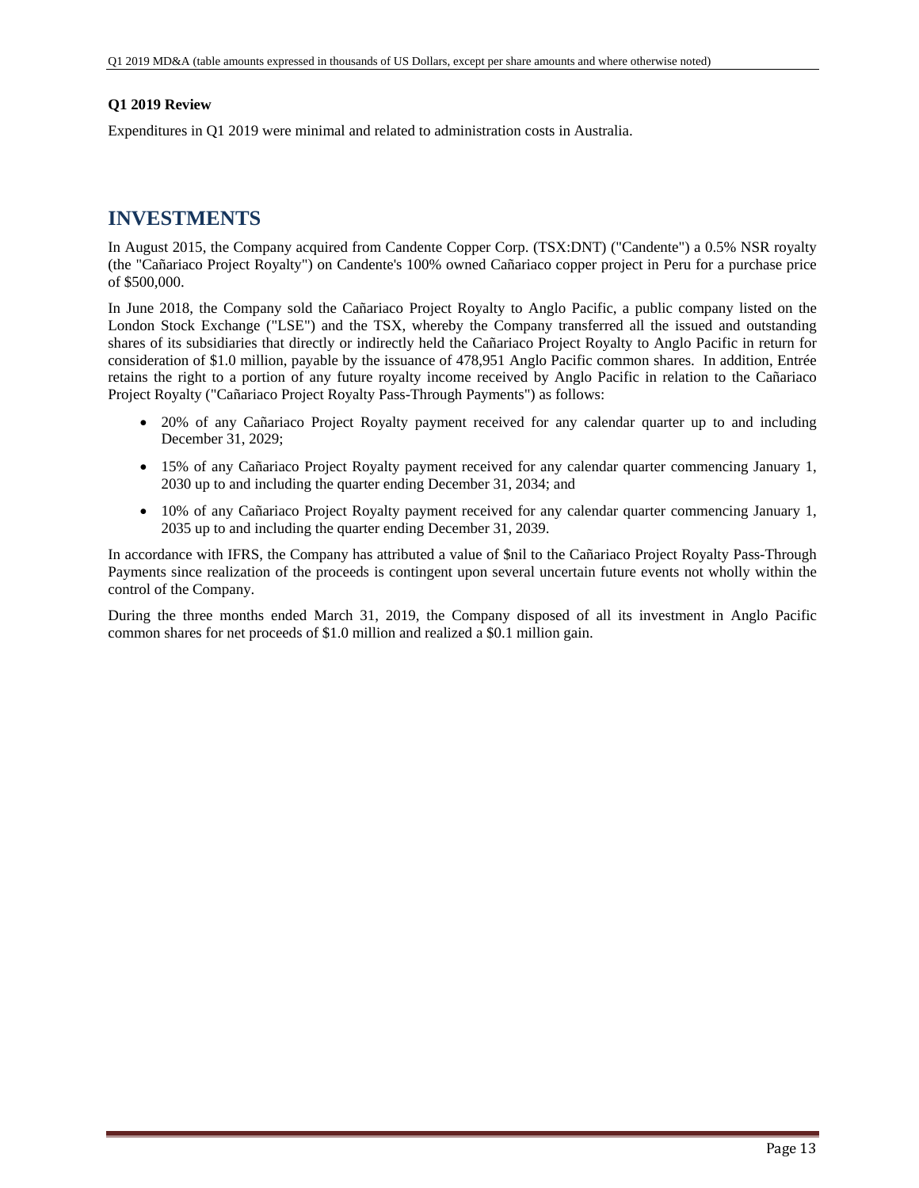**Q1 2019 Review**

Expenditures in Q1 2019 were minimal and related to administration costs in Australia.

# INVESTMENTS

In August 2015, the Company acquired from Candente Copper Corp. (TSX:DNT) ("Candente") a 0.5% NSR royalty (the "Cañariaco Project Royalty") on Candente's 100% owned Cañariaco copper project in Peru for a purchase price of $500,000.

In June 2018, the Company sold the Cañariaco Project Royalty to Anglo Pacific, a public company listed on the London Stock Exchange ("LSE") and the TSX, whereby the Company transferred all the issued and outstanding shares of its subsidiaries that directly or indirectly held the Cañariaco Project Royalty to Anglo Pacific in return for consideration of $1.0 million, payable by the issuance of 478,951 Anglo Pacific common shares. In addition, Entrée retains the right to a portion of any future royalty income received by Anglo Pacific in relation to the Cañariaco Project Royalty ("Cañariaco Project Royalty Pass-Through Payments") as follows:

- 20% of any Cañariaco Project Royalty payment received for any calendar quarter up to and including December 31, 2029;
- 15% of any Cañariaco Project Royalty payment received for any calendar quarter commencing January 1, 2030 up to and including the quarter ending December 31, 2034; and
- 10% of any Cañariaco Project Royalty payment received for any calendar quarter commencing January 1, 2035 up to and including the quarter ending December 31, 2039.

In accordance with IFRS, the Company has attributed a value of $nil to the Cañariaco Project Royalty Pass-Through Payments since realization of the proceeds is contingent upon several uncertain future events not wholly within the control of the Company.

During the three months ended March 31, 2019, the Company disposed of all its investment in Anglo Pacific common shares for net proceeds of $1.0 million and realized a $0.1 million gain.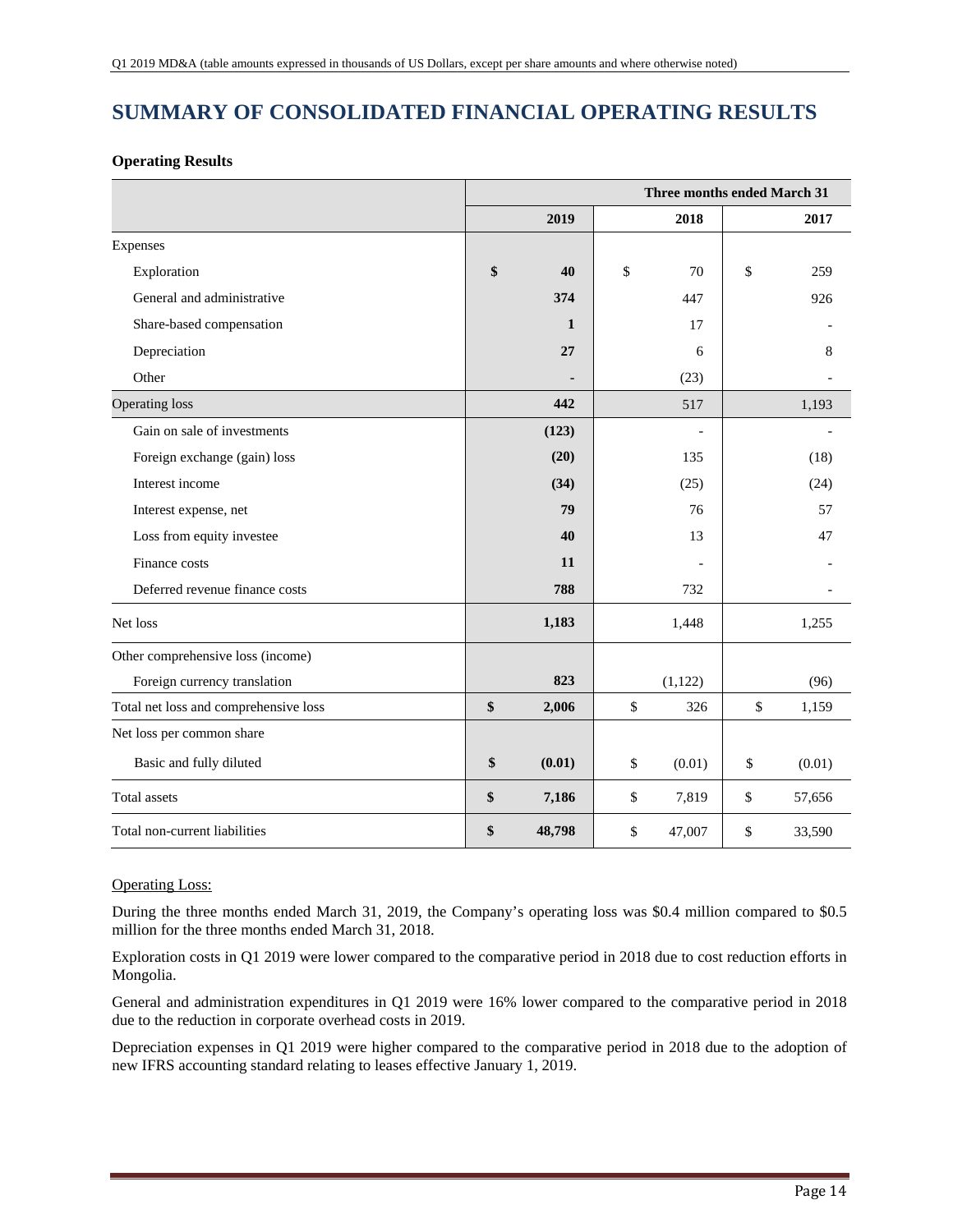# SUMMARY OF CONSOLIDATED FINANCIAL OPERATING RESULTS

**Operating Results**

| | Three months ended March 31 | | |
|---|---|---|---|
| | **2019** | **2018** | **2017** |
| Expenses | | | |
| Exploration | **$ 40** | $ 70 | $ 259 |
| General and administrative | **374** | 447 | 926 |
| Share-based compensation | **1** | 17 | - |
| Depreciation | **27** | 6 | 8 |
| Other | **-** | (23) | - |
| Operating loss | **442** | 517 | 1,193 |
| Gain on sale of investments | **(123)** | - | - |
| Foreign exchange (gain) loss | **(20)** | 135 | (18) |
| Interest income | **(34)** | (25) | (24) |
| Interest expense, net | **79** | 76 | 57 |
| Loss from equity investee | **40** | 13 | 47 |
| Finance costs | **11** | - | - |
| Deferred revenue finance costs | **788** | 732 | - |
| Net loss | **1,183** | 1,448 | 1,255 |
| Other comprehensive loss (income) | | | |
| Foreign currency translation | **823** | (1,122) | (96) |
| Total net loss and comprehensive loss | **$ 2,006** | $ 326 | $ 1,159 |
| Net loss per common share | | | |
| Basic and fully diluted | **$ (0.01)** | $ (0.01) | $ (0.01) |
| Total assets | **$ 7,186** | $ 7,819 | $ 57,656 |
| Total non-current liabilities | **$ 48,798** | $ 47,007 | $ 33,590 |

Operating Loss:

During the three months ended March 31, 2019, the Company's operating loss was $0.4 million compared to $0.5 million for the three months ended March 31, 2018.

Exploration costs in Q1 2019 were lower compared to the comparative period in 2018 due to cost reduction efforts in Mongolia.

General and administration expenditures in Q1 2019 were 16% lower compared to the comparative period in 2018 due to the reduction in corporate overhead costs in 2019.

Depreciation expenses in Q1 2019 were higher compared to the comparative period in 2018 due to the adoption of new IFRS accounting standard relating to leases effective January 1, 2019.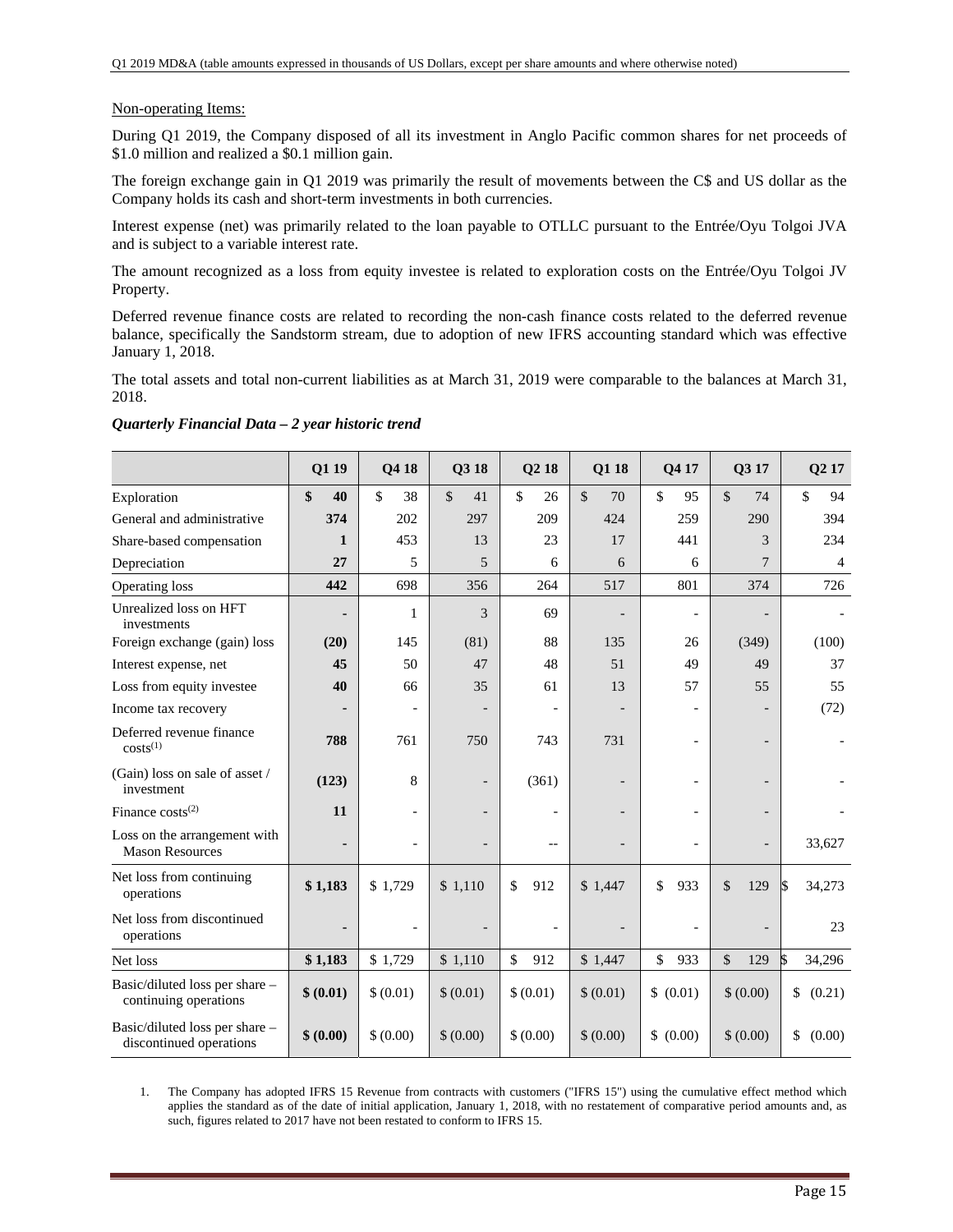Non-operating Items:

During Q1 2019, the Company disposed of all its investment in Anglo Pacific common shares for net proceeds of $1.0 million and realized a $0.1 million gain.

The foreign exchange gain in Q1 2019 was primarily the result of movements between the C$ and US dollar as the Company holds its cash and short-term investments in both currencies.

Interest expense (net) was primarily related to the loan payable to OTLLC pursuant to the Entrée/Oyu Tolgoi JVA and is subject to a variable interest rate.

The amount recognized as a loss from equity investee is related to exploration costs on the Entrée/Oyu Tolgoi JV Property.

Deferred revenue finance costs are related to recording the non-cash finance costs related to the deferred revenue balance, specifically the Sandstorm stream, due to adoption of new IFRS accounting standard which was effective January 1, 2018.

The total assets and total non-current liabilities as at March 31, 2019 were comparable to the balances at March 31, 2018.

***Quarterly Financial Data – 2 year historic trend***

| | Q1 19 | Q4 18 | Q3 18 | Q2 18 | Q1 18 | Q4 17 | Q3 17 | Q2 17 |
|---|---|---|---|---|---|---|---|---|
| Exploration | **$ 40** | $ 38 | $ 41 | $ 26 | $ 70 | $ 95 | $ 74 | $ 94 |
| General and administrative | **374** | 202 | 297 | 209 | 424 | 259 | 290 | 394 |
| Share-based compensation | **1** | 453 | 13 | 23 | 17 | 441 | 3 | 234 |
| Depreciation | **27** | 5 | 5 | 6 | 6 | 6 | 7 | 4 |
| Operating loss | **442** | 698 | 356 | 264 | 517 | 801 | 374 | 726 |
| Unrealized loss on HFT investments | **-** | 1 | 3 | 69 | - | - | - | - |
| Foreign exchange (gain) loss | **(20)** | 145 | (81) | 88 | 135 | 26 | (349) | (100) |
| Interest expense, net | **45** | 50 | 47 | 48 | 51 | 49 | 49 | 37 |
| Loss from equity investee | **40** | 66 | 35 | 61 | 13 | 57 | 55 | 55 |
| Income tax recovery | **-** | - | - | - | - | - | - | (72) |
| Deferred revenue finance costs[(1)] | **788** | 761 | 750 | 743 | 731 | - | - | - |
| (Gain) loss on sale of asset / investment | **(123)** | 8 | - | (361) | - | - | - | - |
| Finance costs[(2)] | **11** | - | - | - | - | - | - | - |
| Loss on the arrangement with Mason Resources | **-** | - | - | -- | - | - | - | 33,627 |
| Net loss from continuing operations | **$ 1,183** | $ 1,729 | $ 1,110 | $ 912 | $ 1,447 | $ 933 | $ 129 | $ 34,273 |
| Net loss from discontinued operations | **-** | - | - | - | - | - | - | 23 |
| Net loss | **$ 1,183** | $ 1,729 | $ 1,110 | $ 912 | $ 1,447 | $ 933 | $ 129 | $ 34,296 |
| Basic/diluted loss per share – continuing operations | **$ (0.01)** | $ (0.01) | $ (0.01) | $ (0.01) | $ (0.01) | $ (0.01) | $ (0.00) | $ (0.21) |
| Basic/diluted loss per share – discontinued operations | **$ (0.00)** | $ (0.00) | $ (0.00) | $ (0.00) | $ (0.00) | $ (0.00) | $ (0.00) | $ (0.00) |

1. The Company has adopted IFRS 15 Revenue from contracts with customers ("IFRS 15") using the cumulative effect method which applies the standard as of the date of initial application, January 1, 2018, with no restatement of comparative period amounts and, as such, figures related to 2017 have not been restated to conform to IFRS 15.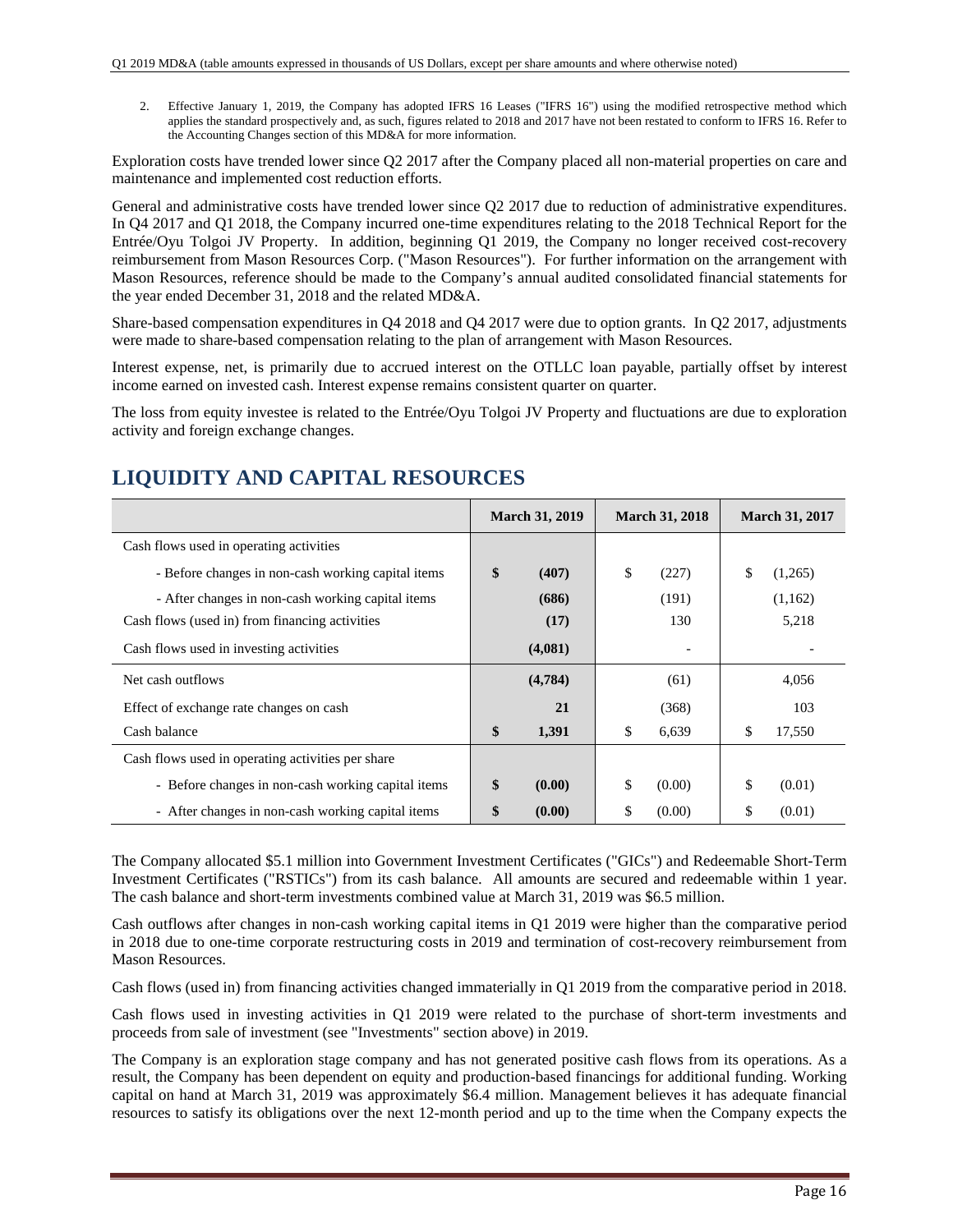2. Effective January 1, 2019, the Company has adopted IFRS 16 Leases ("IFRS 16") using the modified retrospective method which applies the standard prospectively and, as such, figures related to 2018 and 2017 have not been restated to conform to IFRS 16. Refer to the Accounting Changes section of this MD&A for more information.

Exploration costs have trended lower since Q2 2017 after the Company placed all non-material properties on care and maintenance and implemented cost reduction efforts.

General and administrative costs have trended lower since Q2 2017 due to reduction of administrative expenditures. In Q4 2017 and Q1 2018, the Company incurred one-time expenditures relating to the 2018 Technical Report for the Entrée/Oyu Tolgoi JV Property. In addition, beginning Q1 2019, the Company no longer received cost-recovery reimbursement from Mason Resources Corp. ("Mason Resources"). For further information on the arrangement with Mason Resources, reference should be made to the Company's annual audited consolidated financial statements for the year ended December 31, 2018 and the related MD&A.

Share-based compensation expenditures in Q4 2018 and Q4 2017 were due to option grants. In Q2 2017, adjustments were made to share-based compensation relating to the plan of arrangement with Mason Resources.

Interest expense, net, is primarily due to accrued interest on the OTLLC loan payable, partially offset by interest income earned on invested cash. Interest expense remains consistent quarter on quarter.

The loss from equity investee is related to the Entrée/Oyu Tolgoi JV Property and fluctuations are due to exploration activity and foreign exchange changes.

# LIQUIDITY AND CAPITAL RESOURCES

| | March 31, 2019 | March 31, 2018 | March 31, 2017 |
|---|---|---|---|
| Cash flows used in operating activities | | | |
| - Before changes in non-cash working capital items | **$ (407)** | $ (227) | $ (1,265) |
| - After changes in non-cash working capital items | **(686)** | (191) | (1,162) |
| Cash flows (used in) from financing activities | **(17)** | 130 | 5,218 |
| Cash flows used in investing activities | **(4,081)** | - | - |
| Net cash outflows | **(4,784)** | (61) | 4,056 |
| Effect of exchange rate changes on cash | **21** | (368) | 103 |
| Cash balance | **$ 1,391** | $ 6,639 | $ 17,550 |
| Cash flows used in operating activities per share | | | |
| - Before changes in non-cash working capital items | **$ (0.00)** | $ (0.00) | $ (0.01) |
| - After changes in non-cash working capital items | **$ (0.00)** | $ (0.00) | $ (0.01) |

The Company allocated $5.1 million into Government Investment Certificates ("GICs") and Redeemable Short-Term Investment Certificates ("RSTICs") from its cash balance. All amounts are secured and redeemable within 1 year. The cash balance and short-term investments combined value at March 31, 2019 was $6.5 million.

Cash outflows after changes in non-cash working capital items in Q1 2019 were higher than the comparative period in 2018 due to one-time corporate restructuring costs in 2019 and termination of cost-recovery reimbursement from Mason Resources.

Cash flows (used in) from financing activities changed immaterially in Q1 2019 from the comparative period in 2018.

Cash flows used in investing activities in Q1 2019 were related to the purchase of short-term investments and proceeds from sale of investment (see "Investments" section above) in 2019.

The Company is an exploration stage company and has not generated positive cash flows from its operations. As a result, the Company has been dependent on equity and production-based financings for additional funding. Working capital on hand at March 31, 2019 was approximately $6.4 million. Management believes it has adequate financial resources to satisfy its obligations over the next 12-month period and up to the time when the Company expects the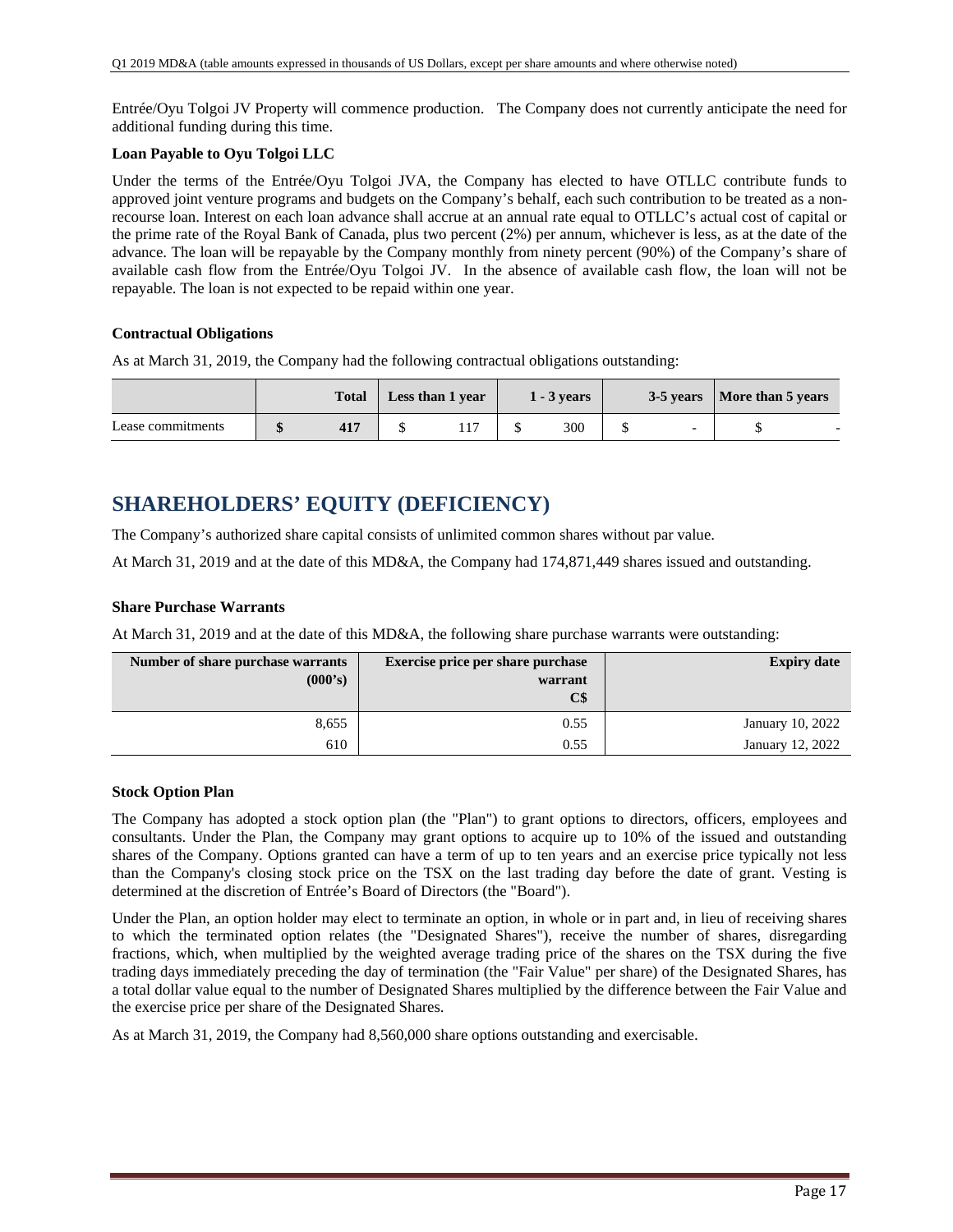Entrée/Oyu Tolgoi JV Property will commence production. The Company does not currently anticipate the need for additional funding during this time.

**Loan Payable to Oyu Tolgoi LLC**

Under the terms of the Entrée/Oyu Tolgoi JVA, the Company has elected to have OTLLC contribute funds to approved joint venture programs and budgets on the Company's behalf, each such contribution to be treated as a non-recourse loan. Interest on each loan advance shall accrue at an annual rate equal to OTLLC's actual cost of capital or the prime rate of the Royal Bank of Canada, plus two percent (2%) per annum, whichever is less, as at the date of the advance. The loan will be repayable by the Company monthly from ninety percent (90%) of the Company's share of available cash flow from the Entrée/Oyu Tolgoi JV. In the absence of available cash flow, the loan will not be repayable. The loan is not expected to be repaid within one year.

**Contractual Obligations**

As at March 31, 2019, the Company had the following contractual obligations outstanding:

| | Total | Less than 1 year | 1 - 3 years | 3-5 years | More than 5 years |
|---|---|---|---|---|---|
| Lease commitments | **$ 417** | $ 117 | $ 300 | $ - | $ - |

# SHAREHOLDERS' EQUITY (DEFICIENCY)

The Company's authorized share capital consists of unlimited common shares without par value.

At March 31, 2019 and at the date of this MD&A, the Company had 174,871,449 shares issued and outstanding.

**Share Purchase Warrants**

At March 31, 2019 and at the date of this MD&A, the following share purchase warrants were outstanding:

| Number of share purchase warrants (000's) | Exercise price per share purchase warrant C$ | Expiry date |
|---|---|---|
| 8,655 | 0.55 | January 10, 2022 |
| 610 | 0.55 | January 12, 2022 |

**Stock Option Plan**

The Company has adopted a stock option plan (the "Plan") to grant options to directors, officers, employees and consultants. Under the Plan, the Company may grant options to acquire up to 10% of the issued and outstanding shares of the Company. Options granted can have a term of up to ten years and an exercise price typically not less than the Company's closing stock price on the TSX on the last trading day before the date of grant. Vesting is determined at the discretion of Entrée's Board of Directors (the "Board").

Under the Plan, an option holder may elect to terminate an option, in whole or in part and, in lieu of receiving shares to which the terminated option relates (the "Designated Shares"), receive the number of shares, disregarding fractions, which, when multiplied by the weighted average trading price of the shares on the TSX during the five trading days immediately preceding the day of termination (the "Fair Value" per share) of the Designated Shares, has a total dollar value equal to the number of Designated Shares multiplied by the difference between the Fair Value and the exercise price per share of the Designated Shares.

As at March 31, 2019, the Company had 8,560,000 share options outstanding and exercisable.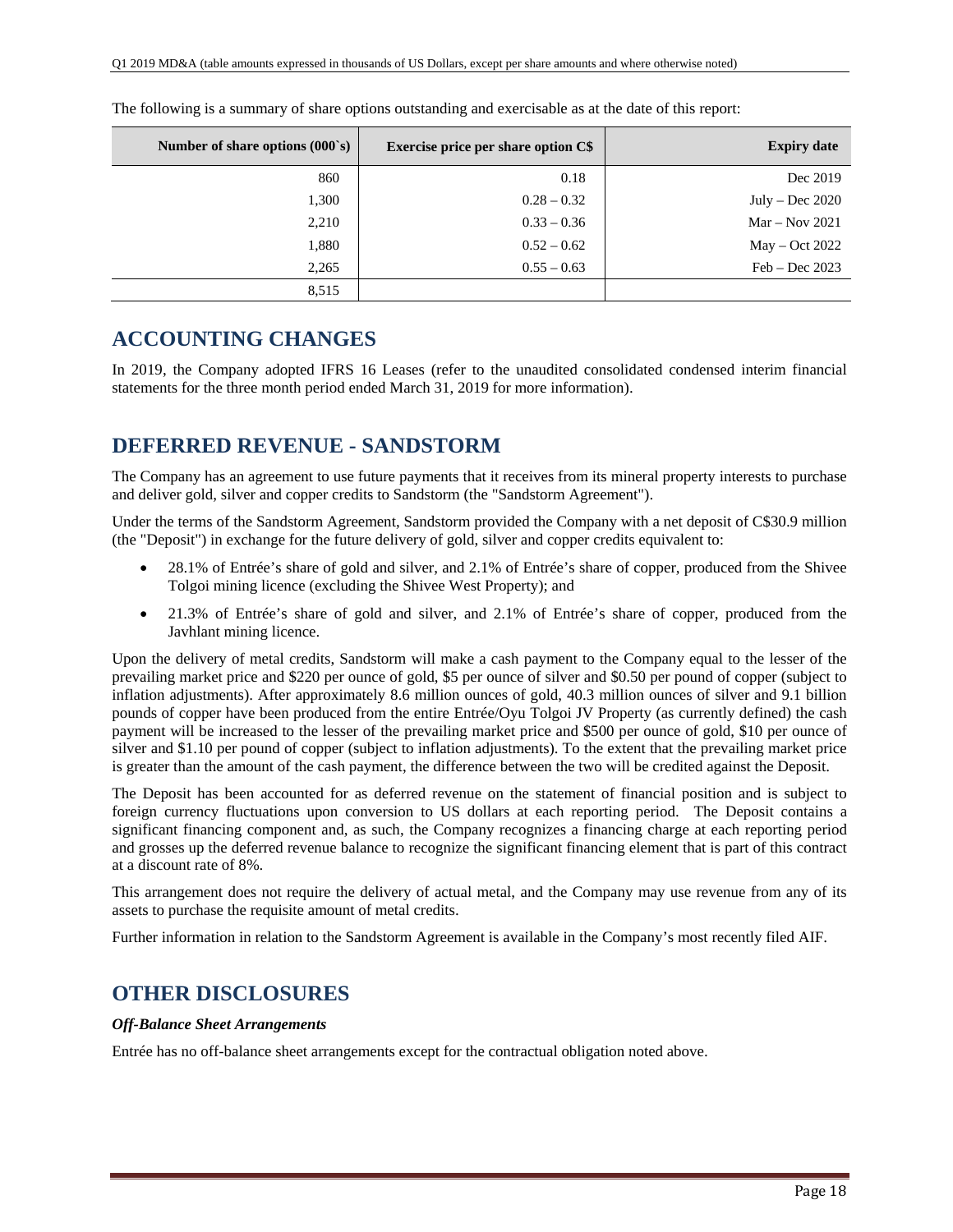The following is a summary of share options outstanding and exercisable as at the date of this report:

| Number of share options (000`s) | Exercise price per share option C$ | Expiry date |
|---|---|---|
| 860 | 0.18 | Dec 2019 |
| 1,300 | 0.28 – 0.32 | July – Dec 2020 |
| 2,210 | 0.33 – 0.36 | Mar – Nov 2021 |
| 1,880 | 0.52 – 0.62 | May – Oct 2022 |
| 2,265 | 0.55 – 0.63 | Feb – Dec 2023 |
| 8,515 | | |

## ACCOUNTING CHANGES

In 2019, the Company adopted IFRS 16 Leases (refer to the unaudited consolidated condensed interim financial statements for the three month period ended March 31, 2019 for more information).

## DEFERRED REVENUE - SANDSTORM

The Company has an agreement to use future payments that it receives from its mineral property interests to purchase and deliver gold, silver and copper credits to Sandstorm (the "Sandstorm Agreement").

Under the terms of the Sandstorm Agreement, Sandstorm provided the Company with a net deposit of C$30.9 million (the "Deposit") in exchange for the future delivery of gold, silver and copper credits equivalent to:

- 28.1% of Entrée's share of gold and silver, and 2.1% of Entrée's share of copper, produced from the Shivee Tolgoi mining licence (excluding the Shivee West Property); and
- 21.3% of Entrée's share of gold and silver, and 2.1% of Entrée's share of copper, produced from the Javhlant mining licence.

Upon the delivery of metal credits, Sandstorm will make a cash payment to the Company equal to the lesser of the prevailing market price and $220 per ounce of gold, $5 per ounce of silver and $0.50 per pound of copper (subject to inflation adjustments). After approximately 8.6 million ounces of gold, 40.3 million ounces of silver and 9.1 billion pounds of copper have been produced from the entire Entrée/Oyu Tolgoi JV Property (as currently defined) the cash payment will be increased to the lesser of the prevailing market price and $500 per ounce of gold, $10 per ounce of silver and $1.10 per pound of copper (subject to inflation adjustments). To the extent that the prevailing market price is greater than the amount of the cash payment, the difference between the two will be credited against the Deposit.

The Deposit has been accounted for as deferred revenue on the statement of financial position and is subject to foreign currency fluctuations upon conversion to US dollars at each reporting period. The Deposit contains a significant financing component and, as such, the Company recognizes a financing charge at each reporting period and grosses up the deferred revenue balance to recognize the significant financing element that is part of this contract at a discount rate of 8%.

This arrangement does not require the delivery of actual metal, and the Company may use revenue from any of its assets to purchase the requisite amount of metal credits.

Further information in relation to the Sandstorm Agreement is available in the Company's most recently filed AIF.

## OTHER DISCLOSURES

***Off-Balance Sheet Arrangements***

Entrée has no off-balance sheet arrangements except for the contractual obligation noted above.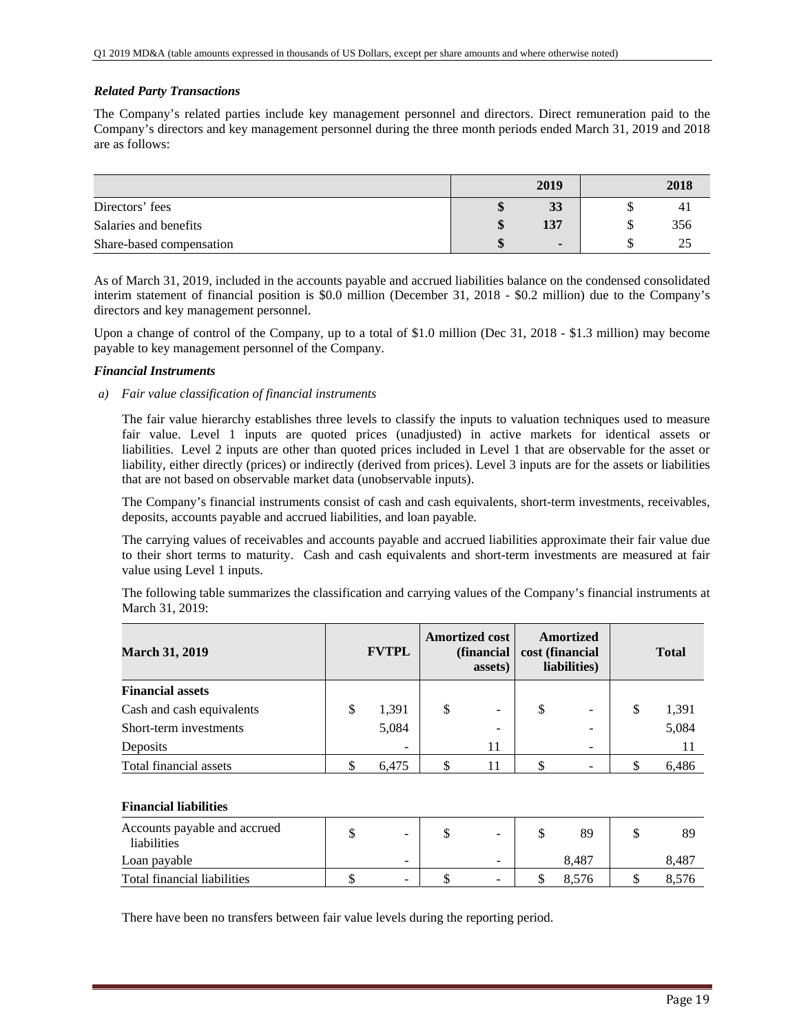***Related Party Transactions***

The Company's related parties include key management personnel and directors. Direct remuneration paid to the Company's directors and key management personnel during the three month periods ended March 31, 2019 and 2018 are as follows:

| | 2019 | 2018 |
|---|---|---|
| Directors' fees | **$ 33** | $ 41 |
| Salaries and benefits | **$ 137** | $ 356 |
| Share-based compensation | **$ -** | $ 25 |

As of March 31, 2019, included in the accounts payable and accrued liabilities balance on the condensed consolidated interim statement of financial position is $0.0 million (December 31, 2018 - $0.2 million) due to the Company's directors and key management personnel.

Upon a change of control of the Company, up to a total of $1.0 million (Dec 31, 2018 - $1.3 million) may become payable to key management personnel of the Company.

***Financial Instruments***

*a) Fair value classification of financial instruments*

The fair value hierarchy establishes three levels to classify the inputs to valuation techniques used to measure fair value. Level 1 inputs are quoted prices (unadjusted) in active markets for identical assets or liabilities. Level 2 inputs are other than quoted prices included in Level 1 that are observable for the asset or liability, either directly (prices) or indirectly (derived from prices). Level 3 inputs are for the assets or liabilities that are not based on observable market data (unobservable inputs).

The Company's financial instruments consist of cash and cash equivalents, short-term investments, receivables, deposits, accounts payable and accrued liabilities, and loan payable.

The carrying values of receivables and accounts payable and accrued liabilities approximate their fair value due to their short terms to maturity. Cash and cash equivalents and short-term investments are measured at fair value using Level 1 inputs.

The following table summarizes the classification and carrying values of the Company's financial instruments at March 31, 2019:

| March 31, 2019 | FVTPL | Amortized cost (financial assets) | Amortized cost (financial liabilities) | Total |
|---|---|---|---|---|
| **Financial assets** | | | | |
| Cash and cash equivalents | $ 1,391 | $ - | $ - | $ 1,391 |
| Short-term investments | 5,084 | - | - | 5,084 |
| Deposits | - | 11 | - | 11 |
| Total financial assets | $ 6,475 | $ 11 | $ - | $ 6,486 |

**Financial liabilities**

| | | | | |
|---|---|---|---|---|
| Accounts payable and accrued liabilities | $ - | $ - | $ 89 | $ 89 |
| Loan payable | - | - | 8,487 | 8,487 |
| Total financial liabilities | $ - | $ - | $ 8,576 | $ 8,576 |

There have been no transfers between fair value levels during the reporting period.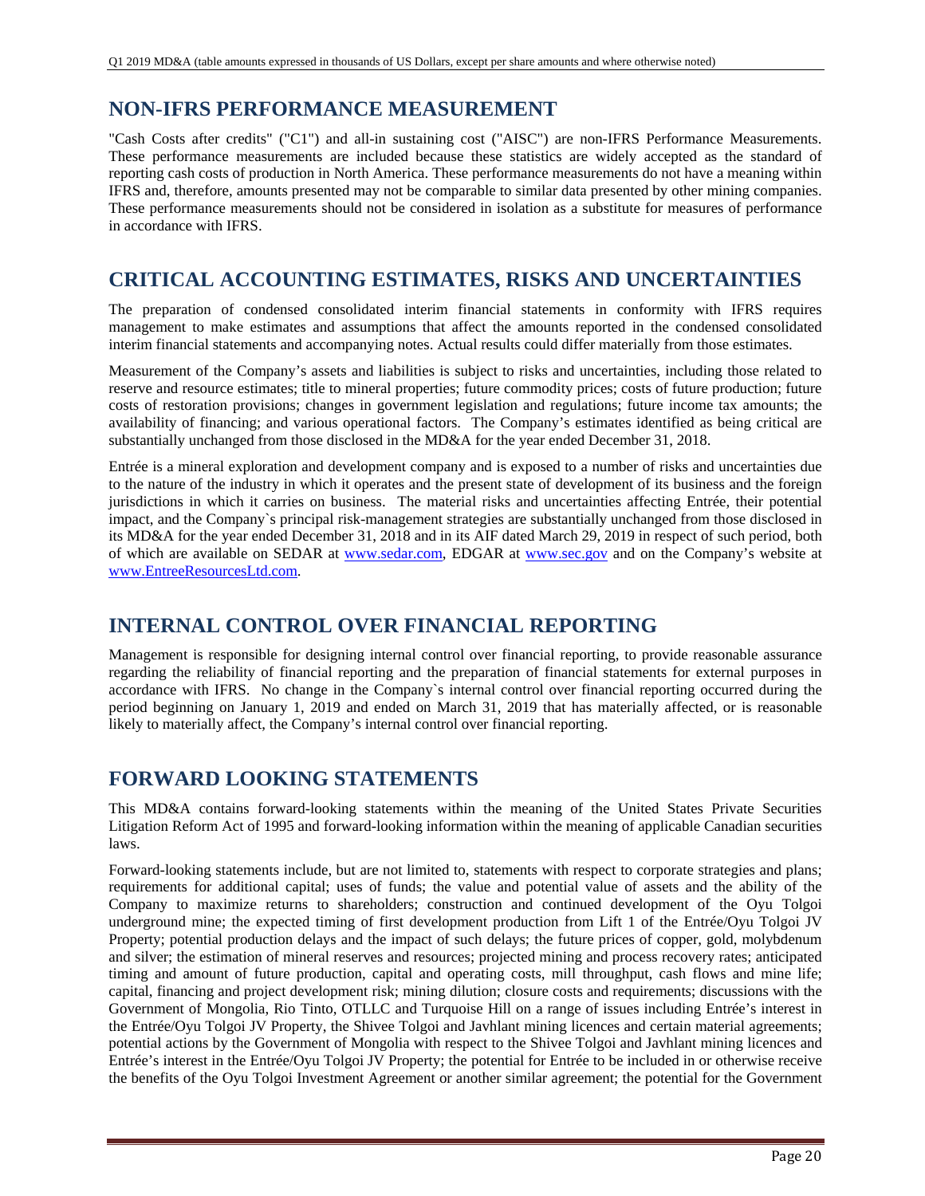## NON-IFRS PERFORMANCE MEASUREMENT

"Cash Costs after credits" ("C1") and all-in sustaining cost ("AISC") are non-IFRS Performance Measurements. These performance measurements are included because these statistics are widely accepted as the standard of reporting cash costs of production in North America. These performance measurements do not have a meaning within IFRS and, therefore, amounts presented may not be comparable to similar data presented by other mining companies. These performance measurements should not be considered in isolation as a substitute for measures of performance in accordance with IFRS.

## CRITICAL ACCOUNTING ESTIMATES, RISKS AND UNCERTAINTIES

The preparation of condensed consolidated interim financial statements in conformity with IFRS requires management to make estimates and assumptions that affect the amounts reported in the condensed consolidated interim financial statements and accompanying notes. Actual results could differ materially from those estimates.

Measurement of the Company's assets and liabilities is subject to risks and uncertainties, including those related to reserve and resource estimates; title to mineral properties; future commodity prices; costs of future production; future costs of restoration provisions; changes in government legislation and regulations; future income tax amounts; the availability of financing; and various operational factors. The Company's estimates identified as being critical are substantially unchanged from those disclosed in the MD&A for the year ended December 31, 2018.

Entrée is a mineral exploration and development company and is exposed to a number of risks and uncertainties due to the nature of the industry in which it operates and the present state of development of its business and the foreign jurisdictions in which it carries on business. The material risks and uncertainties affecting Entrée, their potential impact, and the Company`s principal risk-management strategies are substantially unchanged from those disclosed in its MD&A for the year ended December 31, 2018 and in its AIF dated March 29, 2019 in respect of such period, both of which are available on SEDAR at www.sedar.com, EDGAR at www.sec.gov and on the Company's website at www.EntreeResourcesLtd.com.

## INTERNAL CONTROL OVER FINANCIAL REPORTING

Management is responsible for designing internal control over financial reporting, to provide reasonable assurance regarding the reliability of financial reporting and the preparation of financial statements for external purposes in accordance with IFRS. No change in the Company`s internal control over financial reporting occurred during the period beginning on January 1, 2019 and ended on March 31, 2019 that has materially affected, or is reasonable likely to materially affect, the Company's internal control over financial reporting.

## FORWARD LOOKING STATEMENTS

This MD&A contains forward-looking statements within the meaning of the United States Private Securities Litigation Reform Act of 1995 and forward-looking information within the meaning of applicable Canadian securities laws.

Forward-looking statements include, but are not limited to, statements with respect to corporate strategies and plans; requirements for additional capital; uses of funds; the value and potential value of assets and the ability of the Company to maximize returns to shareholders; construction and continued development of the Oyu Tolgoi underground mine; the expected timing of first development production from Lift 1 of the Entrée/Oyu Tolgoi JV Property; potential production delays and the impact of such delays; the future prices of copper, gold, molybdenum and silver; the estimation of mineral reserves and resources; projected mining and process recovery rates; anticipated timing and amount of future production, capital and operating costs, mill throughput, cash flows and mine life; capital, financing and project development risk; mining dilution; closure costs and requirements; discussions with the Government of Mongolia, Rio Tinto, OTLLC and Turquoise Hill on a range of issues including Entrée's interest in the Entrée/Oyu Tolgoi JV Property, the Shivee Tolgoi and Javhlant mining licences and certain material agreements; potential actions by the Government of Mongolia with respect to the Shivee Tolgoi and Javhlant mining licences and Entrée's interest in the Entrée/Oyu Tolgoi JV Property; the potential for Entrée to be included in or otherwise receive the benefits of the Oyu Tolgoi Investment Agreement or another similar agreement; the potential for the Government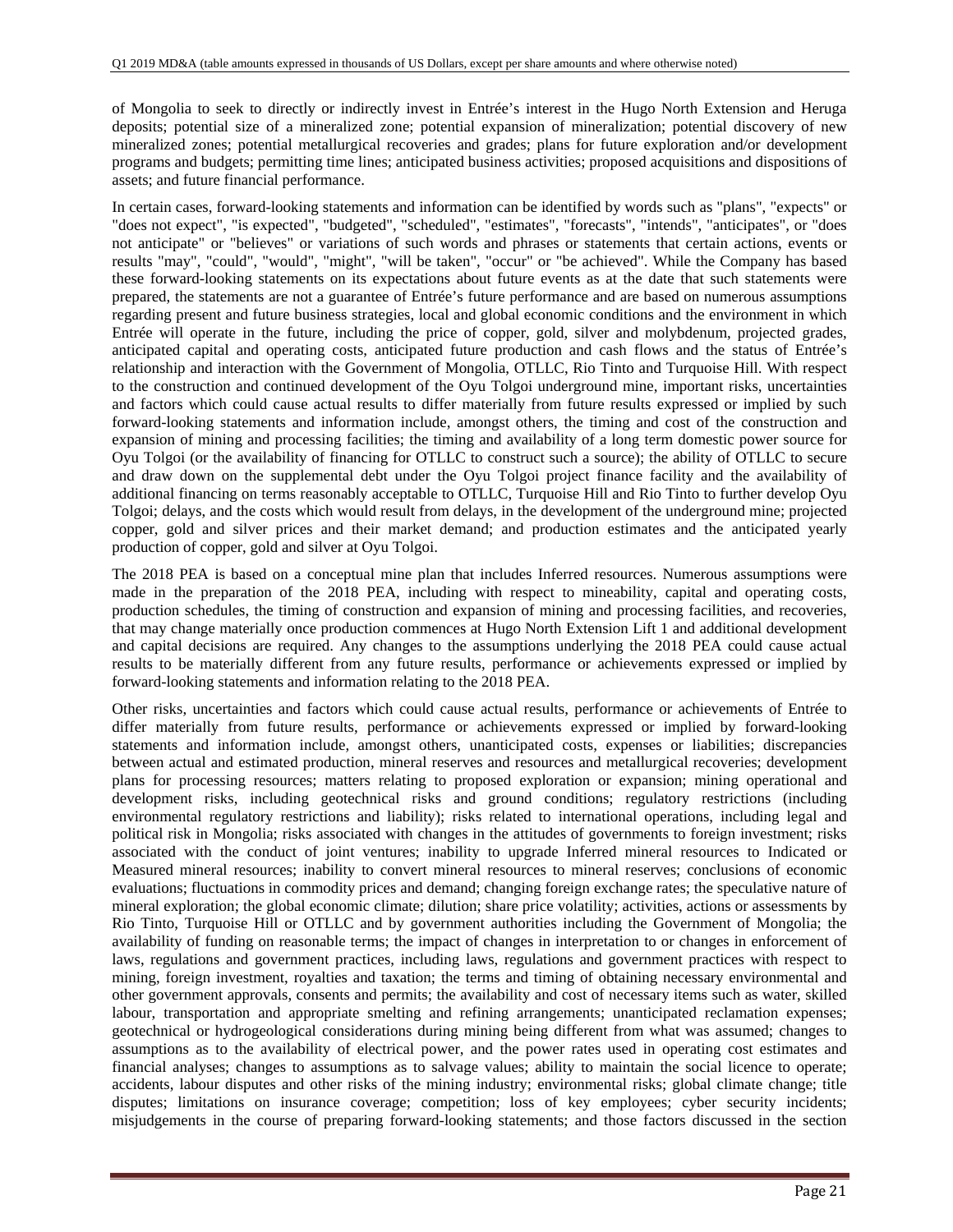of Mongolia to seek to directly or indirectly invest in Entrée's interest in the Hugo North Extension and Heruga deposits; potential size of a mineralized zone; potential expansion of mineralization; potential discovery of new mineralized zones; potential metallurgical recoveries and grades; plans for future exploration and/or development programs and budgets; permitting time lines; anticipated business activities; proposed acquisitions and dispositions of assets; and future financial performance.

In certain cases, forward-looking statements and information can be identified by words such as "plans", "expects" or "does not expect", "is expected", "budgeted", "scheduled", "estimates", "forecasts", "intends", "anticipates", or "does not anticipate" or "believes" or variations of such words and phrases or statements that certain actions, events or results "may", "could", "would", "might", "will be taken", "occur" or "be achieved". While the Company has based these forward-looking statements on its expectations about future events as at the date that such statements were prepared, the statements are not a guarantee of Entrée's future performance and are based on numerous assumptions regarding present and future business strategies, local and global economic conditions and the environment in which Entrée will operate in the future, including the price of copper, gold, silver and molybdenum, projected grades, anticipated capital and operating costs, anticipated future production and cash flows and the status of Entrée's relationship and interaction with the Government of Mongolia, OTLLC, Rio Tinto and Turquoise Hill. With respect to the construction and continued development of the Oyu Tolgoi underground mine, important risks, uncertainties and factors which could cause actual results to differ materially from future results expressed or implied by such forward-looking statements and information include, amongst others, the timing and cost of the construction and expansion of mining and processing facilities; the timing and availability of a long term domestic power source for Oyu Tolgoi (or the availability of financing for OTLLC to construct such a source); the ability of OTLLC to secure and draw down on the supplemental debt under the Oyu Tolgoi project finance facility and the availability of additional financing on terms reasonably acceptable to OTLLC, Turquoise Hill and Rio Tinto to further develop Oyu Tolgoi; delays, and the costs which would result from delays, in the development of the underground mine; projected copper, gold and silver prices and their market demand; and production estimates and the anticipated yearly production of copper, gold and silver at Oyu Tolgoi.

The 2018 PEA is based on a conceptual mine plan that includes Inferred resources. Numerous assumptions were made in the preparation of the 2018 PEA, including with respect to mineability, capital and operating costs, production schedules, the timing of construction and expansion of mining and processing facilities, and recoveries, that may change materially once production commences at Hugo North Extension Lift 1 and additional development and capital decisions are required. Any changes to the assumptions underlying the 2018 PEA could cause actual results to be materially different from any future results, performance or achievements expressed or implied by forward-looking statements and information relating to the 2018 PEA.

Other risks, uncertainties and factors which could cause actual results, performance or achievements of Entrée to differ materially from future results, performance or achievements expressed or implied by forward-looking statements and information include, amongst others, unanticipated costs, expenses or liabilities; discrepancies between actual and estimated production, mineral reserves and resources and metallurgical recoveries; development plans for processing resources; matters relating to proposed exploration or expansion; mining operational and development risks, including geotechnical risks and ground conditions; regulatory restrictions (including environmental regulatory restrictions and liability); risks related to international operations, including legal and political risk in Mongolia; risks associated with changes in the attitudes of governments to foreign investment; risks associated with the conduct of joint ventures; inability to upgrade Inferred mineral resources to Indicated or Measured mineral resources; inability to convert mineral resources to mineral reserves; conclusions of economic evaluations; fluctuations in commodity prices and demand; changing foreign exchange rates; the speculative nature of mineral exploration; the global economic climate; dilution; share price volatility; activities, actions or assessments by Rio Tinto, Turquoise Hill or OTLLC and by government authorities including the Government of Mongolia; the availability of funding on reasonable terms; the impact of changes in interpretation to or changes in enforcement of laws, regulations and government practices, including laws, regulations and government practices with respect to mining, foreign investment, royalties and taxation; the terms and timing of obtaining necessary environmental and other government approvals, consents and permits; the availability and cost of necessary items such as water, skilled labour, transportation and appropriate smelting and refining arrangements; unanticipated reclamation expenses; geotechnical or hydrogeological considerations during mining being different from what was assumed; changes to assumptions as to the availability of electrical power, and the power rates used in operating cost estimates and financial analyses; changes to assumptions as to salvage values; ability to maintain the social licence to operate; accidents, labour disputes and other risks of the mining industry; environmental risks; global climate change; title disputes; limitations on insurance coverage; competition; loss of key employees; cyber security incidents; misjudgements in the course of preparing forward-looking statements; and those factors discussed in the section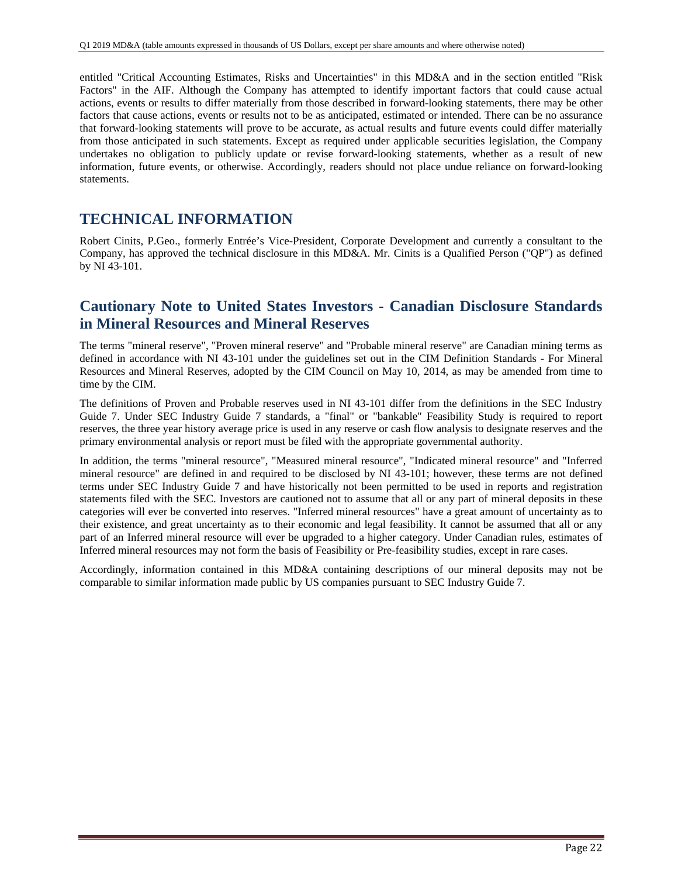entitled "Critical Accounting Estimates, Risks and Uncertainties" in this MD&A and in the section entitled "Risk Factors" in the AIF. Although the Company has attempted to identify important factors that could cause actual actions, events or results to differ materially from those described in forward-looking statements, there may be other factors that cause actions, events or results not to be as anticipated, estimated or intended. There can be no assurance that forward-looking statements will prove to be accurate, as actual results and future events could differ materially from those anticipated in such statements. Except as required under applicable securities legislation, the Company undertakes no obligation to publicly update or revise forward-looking statements, whether as a result of new information, future events, or otherwise. Accordingly, readers should not place undue reliance on forward-looking statements.

# TECHNICAL INFORMATION

Robert Cinits, P.Geo., formerly Entrée's Vice-President, Corporate Development and currently a consultant to the Company, has approved the technical disclosure in this MD&A. Mr. Cinits is a Qualified Person ("QP") as defined by NI 43-101.

## Cautionary Note to United States Investors - Canadian Disclosure Standards in Mineral Resources and Mineral Reserves

The terms "mineral reserve", "Proven mineral reserve" and "Probable mineral reserve" are Canadian mining terms as defined in accordance with NI 43-101 under the guidelines set out in the CIM Definition Standards - For Mineral Resources and Mineral Reserves, adopted by the CIM Council on May 10, 2014, as may be amended from time to time by the CIM.

The definitions of Proven and Probable reserves used in NI 43-101 differ from the definitions in the SEC Industry Guide 7. Under SEC Industry Guide 7 standards, a "final" or "bankable" Feasibility Study is required to report reserves, the three year history average price is used in any reserve or cash flow analysis to designate reserves and the primary environmental analysis or report must be filed with the appropriate governmental authority.

In addition, the terms "mineral resource", "Measured mineral resource", "Indicated mineral resource" and "Inferred mineral resource" are defined in and required to be disclosed by NI 43-101; however, these terms are not defined terms under SEC Industry Guide 7 and have historically not been permitted to be used in reports and registration statements filed with the SEC. Investors are cautioned not to assume that all or any part of mineral deposits in these categories will ever be converted into reserves. "Inferred mineral resources" have a great amount of uncertainty as to their existence, and great uncertainty as to their economic and legal feasibility. It cannot be assumed that all or any part of an Inferred mineral resource will ever be upgraded to a higher category. Under Canadian rules, estimates of Inferred mineral resources may not form the basis of Feasibility or Pre-feasibility studies, except in rare cases.

Accordingly, information contained in this MD&A containing descriptions of our mineral deposits may not be comparable to similar information made public by US companies pursuant to SEC Industry Guide 7.